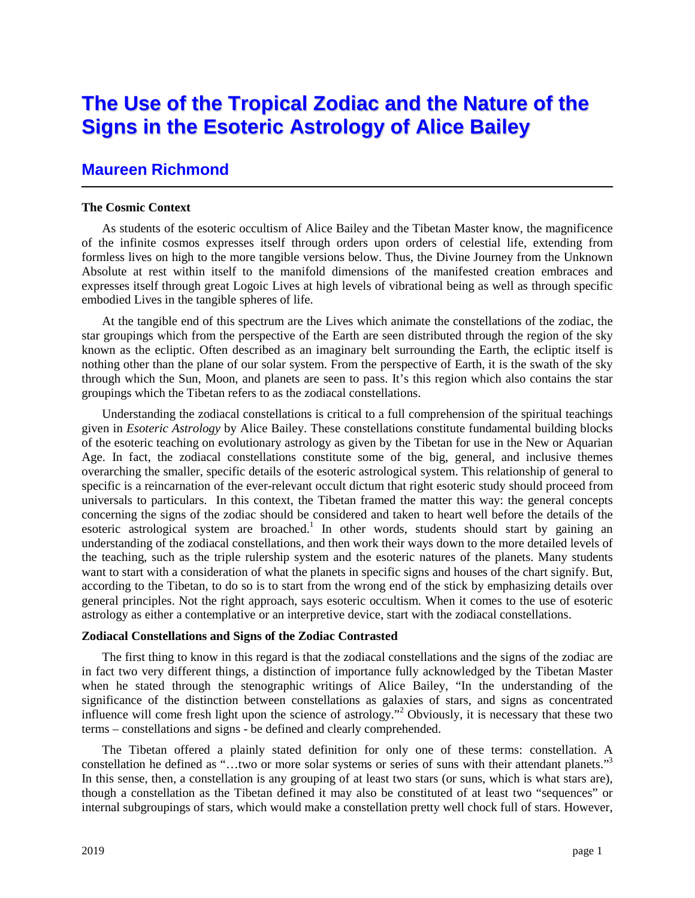# The Use of the Tropical Zodiac and the Nature of the Signs in the Esoteric Astrology of Alice Bailey

## Maureen Richmond

---

**The Cosmic Context**

As students of the esoteric occultism of Alice Bailey and the Tibetan Master know, the magnificence of the infinite cosmos expresses itself through orders upon orders of celestial life, extending from formless lives on high to the more tangible versions below. Thus, the Divine Journey from the Unknown Absolute at rest within itself to the manifold dimensions of the manifested creation embraces and expresses itself through great Logoic Lives at high levels of vibrational being as well as through specific embodied Lives in the tangible spheres of life.

At the tangible end of this spectrum are the Lives which animate the constellations of the zodiac, the star groupings which from the perspective of the Earth are seen distributed through the region of the sky known as the ecliptic. Often described as an imaginary belt surrounding the Earth, the ecliptic itself is nothing other than the plane of our solar system. From the perspective of Earth, it is the swath of the sky through which the Sun, Moon, and planets are seen to pass. It's this region which also contains the star groupings which the Tibetan refers to as the zodiacal constellations.

Understanding the zodiacal constellations is critical to a full comprehension of the spiritual teachings given in *Esoteric Astrology* by Alice Bailey. These constellations constitute fundamental building blocks of the esoteric teaching on evolutionary astrology as given by the Tibetan for use in the New or Aquarian Age. In fact, the zodiacal constellations constitute some of the big, general, and inclusive themes overarching the smaller, specific details of the esoteric astrological system. This relationship of general to specific is a reincarnation of the ever-relevant occult dictum that right esoteric study should proceed from universals to particulars. In this context, the Tibetan framed the matter this way: the general concepts concerning the signs of the zodiac should be considered and taken to heart well before the details of the esoteric astrological system are broached.[1] In other words, students should start by gaining an understanding of the zodiacal constellations, and then work their ways down to the more detailed levels of the teaching, such as the triple rulership system and the esoteric natures of the planets. Many students want to start with a consideration of what the planets in specific signs and houses of the chart signify. But, according to the Tibetan, to do so is to start from the wrong end of the stick by emphasizing details over general principles. Not the right approach, says esoteric occultism. When it comes to the use of esoteric astrology as either a contemplative or an interpretive device, start with the zodiacal constellations.

**Zodiacal Constellations and Signs of the Zodiac Contrasted**

The first thing to know in this regard is that the zodiacal constellations and the signs of the zodiac are in fact two very different things, a distinction of importance fully acknowledged by the Tibetan Master when he stated through the stenographic writings of Alice Bailey, "In the understanding of the significance of the distinction between constellations as galaxies of stars, and signs as concentrated influence will come fresh light upon the science of astrology."[2] Obviously, it is necessary that these two terms – constellations and signs - be defined and clearly comprehended.

The Tibetan offered a plainly stated definition for only one of these terms: constellation. A constellation he defined as "…two or more solar systems or series of suns with their attendant planets."[3] In this sense, then, a constellation is any grouping of at least two stars (or suns, which is what stars are), though a constellation as the Tibetan defined it may also be constituted of at least two "sequences" or internal subgroupings of stars, which would make a constellation pretty well chock full of stars. However,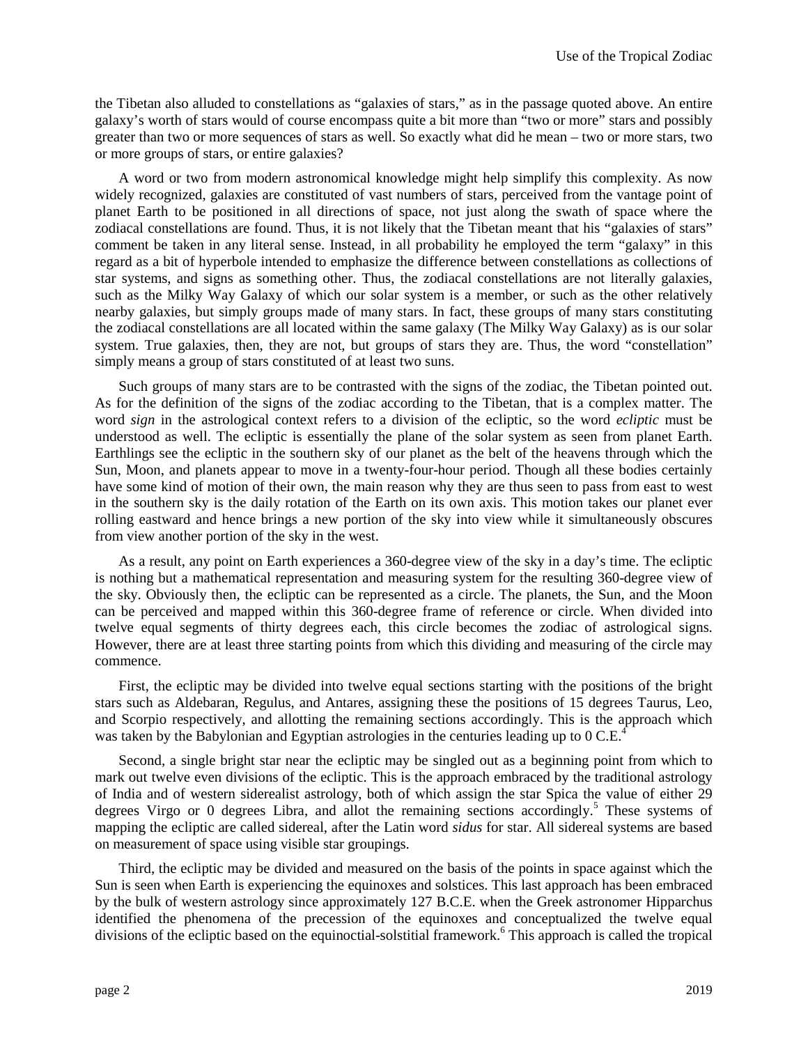the Tibetan also alluded to constellations as "galaxies of stars," as in the passage quoted above. An entire galaxy's worth of stars would of course encompass quite a bit more than "two or more" stars and possibly greater than two or more sequences of stars as well. So exactly what did he mean – two or more stars, two or more groups of stars, or entire galaxies?

A word or two from modern astronomical knowledge might help simplify this complexity. As now widely recognized, galaxies are constituted of vast numbers of stars, perceived from the vantage point of planet Earth to be positioned in all directions of space, not just along the swath of space where the zodiacal constellations are found. Thus, it is not likely that the Tibetan meant that his "galaxies of stars" comment be taken in any literal sense. Instead, in all probability he employed the term "galaxy" in this regard as a bit of hyperbole intended to emphasize the difference between constellations as collections of star systems, and signs as something other. Thus, the zodiacal constellations are not literally galaxies, such as the Milky Way Galaxy of which our solar system is a member, or such as the other relatively nearby galaxies, but simply groups made of many stars. In fact, these groups of many stars constituting the zodiacal constellations are all located within the same galaxy (The Milky Way Galaxy) as is our solar system. True galaxies, then, they are not, but groups of stars they are. Thus, the word "constellation" simply means a group of stars constituted of at least two suns.

Such groups of many stars are to be contrasted with the signs of the zodiac, the Tibetan pointed out. As for the definition of the signs of the zodiac according to the Tibetan, that is a complex matter. The word *sign* in the astrological context refers to a division of the ecliptic, so the word *ecliptic* must be understood as well. The ecliptic is essentially the plane of the solar system as seen from planet Earth. Earthlings see the ecliptic in the southern sky of our planet as the belt of the heavens through which the Sun, Moon, and planets appear to move in a twenty-four-hour period. Though all these bodies certainly have some kind of motion of their own, the main reason why they are thus seen to pass from east to west in the southern sky is the daily rotation of the Earth on its own axis. This motion takes our planet ever rolling eastward and hence brings a new portion of the sky into view while it simultaneously obscures from view another portion of the sky in the west.

As a result, any point on Earth experiences a 360-degree view of the sky in a day's time. The ecliptic is nothing but a mathematical representation and measuring system for the resulting 360-degree view of the sky. Obviously then, the ecliptic can be represented as a circle. The planets, the Sun, and the Moon can be perceived and mapped within this 360-degree frame of reference or circle. When divided into twelve equal segments of thirty degrees each, this circle becomes the zodiac of astrological signs. However, there are at least three starting points from which this dividing and measuring of the circle may commence.

First, the ecliptic may be divided into twelve equal sections starting with the positions of the bright stars such as Aldebaran, Regulus, and Antares, assigning these the positions of 15 degrees Taurus, Leo, and Scorpio respectively, and allotting the remaining sections accordingly. This is the approach which was taken by the Babylonian and Egyptian astrologies in the centuries leading up to 0 C.E.[4]

Second, a single bright star near the ecliptic may be singled out as a beginning point from which to mark out twelve even divisions of the ecliptic. This is the approach embraced by the traditional astrology of India and of western siderealist astrology, both of which assign the star Spica the value of either 29 degrees Virgo or 0 degrees Libra, and allot the remaining sections accordingly.[5] These systems of mapping the ecliptic are called sidereal, after the Latin word *sidus* for star. All sidereal systems are based on measurement of space using visible star groupings.

Third, the ecliptic may be divided and measured on the basis of the points in space against which the Sun is seen when Earth is experiencing the equinoxes and solstices. This last approach has been embraced by the bulk of western astrology since approximately 127 B.C.E. when the Greek astronomer Hipparchus identified the phenomena of the precession of the equinoxes and conceptualized the twelve equal divisions of the ecliptic based on the equinoctial-solstitial framework.[6] This approach is called the tropical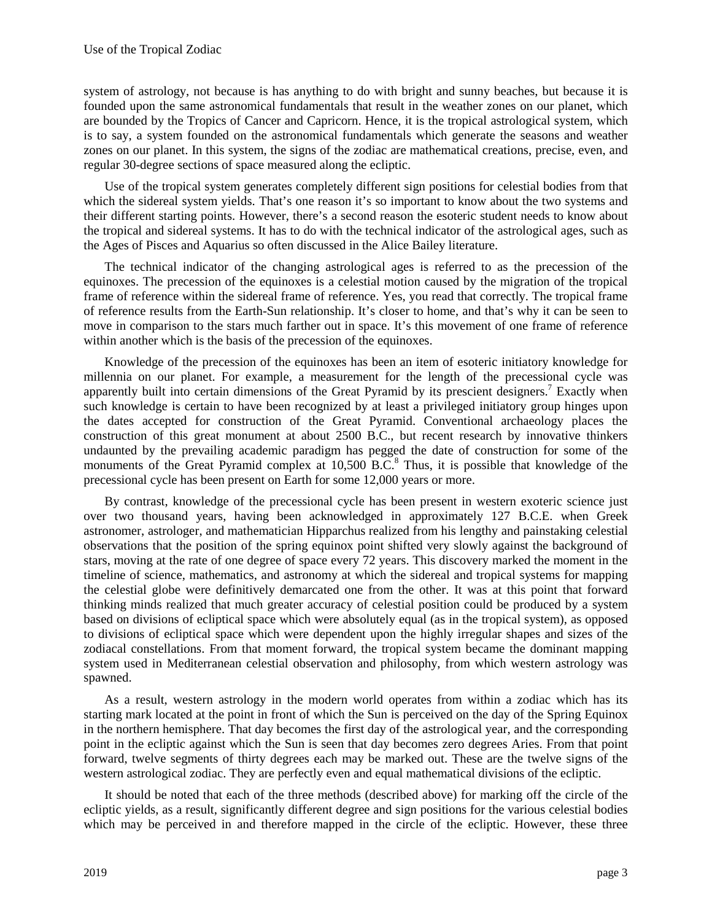system of astrology, not because is has anything to do with bright and sunny beaches, but because it is founded upon the same astronomical fundamentals that result in the weather zones on our planet, which are bounded by the Tropics of Cancer and Capricorn. Hence, it is the tropical astrological system, which is to say, a system founded on the astronomical fundamentals which generate the seasons and weather zones on our planet. In this system, the signs of the zodiac are mathematical creations, precise, even, and regular 30-degree sections of space measured along the ecliptic.

Use of the tropical system generates completely different sign positions for celestial bodies from that which the sidereal system yields. That's one reason it's so important to know about the two systems and their different starting points. However, there's a second reason the esoteric student needs to know about the tropical and sidereal systems. It has to do with the technical indicator of the astrological ages, such as the Ages of Pisces and Aquarius so often discussed in the Alice Bailey literature.

The technical indicator of the changing astrological ages is referred to as the precession of the equinoxes. The precession of the equinoxes is a celestial motion caused by the migration of the tropical frame of reference within the sidereal frame of reference. Yes, you read that correctly. The tropical frame of reference results from the Earth-Sun relationship. It's closer to home, and that's why it can be seen to move in comparison to the stars much farther out in space. It's this movement of one frame of reference within another which is the basis of the precession of the equinoxes.

Knowledge of the precession of the equinoxes has been an item of esoteric initiatory knowledge for millennia on our planet. For example, a measurement for the length of the precessional cycle was apparently built into certain dimensions of the Great Pyramid by its prescient designers.[7] Exactly when such knowledge is certain to have been recognized by at least a privileged initiatory group hinges upon the dates accepted for construction of the Great Pyramid. Conventional archaeology places the construction of this great monument at about 2500 B.C., but recent research by innovative thinkers undaunted by the prevailing academic paradigm has pegged the date of construction for some of the monuments of the Great Pyramid complex at 10,500 B.C.[8] Thus, it is possible that knowledge of the precessional cycle has been present on Earth for some 12,000 years or more.

By contrast, knowledge of the precessional cycle has been present in western exoteric science just over two thousand years, having been acknowledged in approximately 127 B.C.E. when Greek astronomer, astrologer, and mathematician Hipparchus realized from his lengthy and painstaking celestial observations that the position of the spring equinox point shifted very slowly against the background of stars, moving at the rate of one degree of space every 72 years. This discovery marked the moment in the timeline of science, mathematics, and astronomy at which the sidereal and tropical systems for mapping the celestial globe were definitively demarcated one from the other. It was at this point that forward thinking minds realized that much greater accuracy of celestial position could be produced by a system based on divisions of ecliptical space which were absolutely equal (as in the tropical system), as opposed to divisions of ecliptical space which were dependent upon the highly irregular shapes and sizes of the zodiacal constellations. From that moment forward, the tropical system became the dominant mapping system used in Mediterranean celestial observation and philosophy, from which western astrology was spawned.

As a result, western astrology in the modern world operates from within a zodiac which has its starting mark located at the point in front of which the Sun is perceived on the day of the Spring Equinox in the northern hemisphere. That day becomes the first day of the astrological year, and the corresponding point in the ecliptic against which the Sun is seen that day becomes zero degrees Aries. From that point forward, twelve segments of thirty degrees each may be marked out. These are the twelve signs of the western astrological zodiac. They are perfectly even and equal mathematical divisions of the ecliptic.

It should be noted that each of the three methods (described above) for marking off the circle of the ecliptic yields, as a result, significantly different degree and sign positions for the various celestial bodies which may be perceived in and therefore mapped in the circle of the ecliptic. However, these three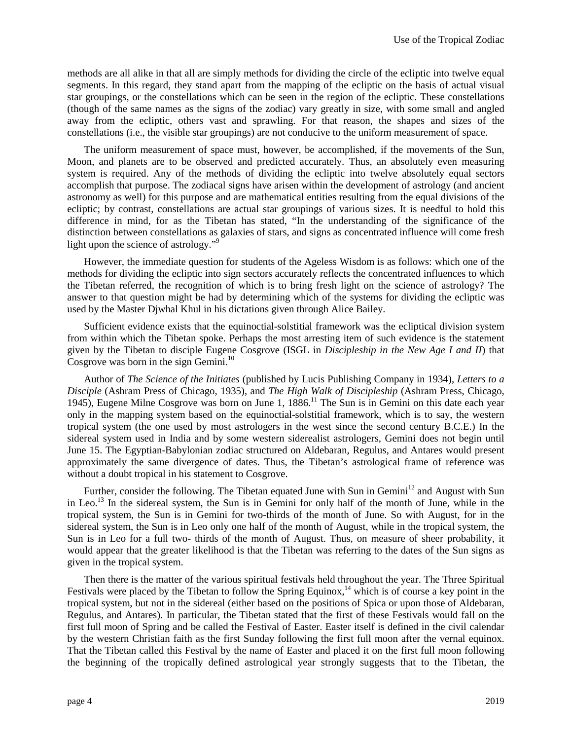methods are all alike in that all are simply methods for dividing the circle of the ecliptic into twelve equal segments. In this regard, they stand apart from the mapping of the ecliptic on the basis of actual visual star groupings, or the constellations which can be seen in the region of the ecliptic. These constellations (though of the same names as the signs of the zodiac) vary greatly in size, with some small and angled away from the ecliptic, others vast and sprawling. For that reason, the shapes and sizes of the constellations (i.e., the visible star groupings) are not conducive to the uniform measurement of space.

The uniform measurement of space must, however, be accomplished, if the movements of the Sun, Moon, and planets are to be observed and predicted accurately. Thus, an absolutely even measuring system is required. Any of the methods of dividing the ecliptic into twelve absolutely equal sectors accomplish that purpose. The zodiacal signs have arisen within the development of astrology (and ancient astronomy as well) for this purpose and are mathematical entities resulting from the equal divisions of the ecliptic; by contrast, constellations are actual star groupings of various sizes. It is needful to hold this difference in mind, for as the Tibetan has stated, "In the understanding of the significance of the distinction between constellations as galaxies of stars, and signs as concentrated influence will come fresh light upon the science of astrology."[9]

However, the immediate question for students of the Ageless Wisdom is as follows: which one of the methods for dividing the ecliptic into sign sectors accurately reflects the concentrated influences to which the Tibetan referred, the recognition of which is to bring fresh light on the science of astrology? The answer to that question might be had by determining which of the systems for dividing the ecliptic was used by the Master Djwhal Khul in his dictations given through Alice Bailey.

Sufficient evidence exists that the equinoctial-solstitial framework was the ecliptical division system from within which the Tibetan spoke. Perhaps the most arresting item of such evidence is the statement given by the Tibetan to disciple Eugene Cosgrove (ISGL in *Discipleship in the New Age I and II*) that Cosgrove was born in the sign Gemini.[10]

Author of *The Science of the Initiates* (published by Lucis Publishing Company in 1934), *Letters to a Disciple* (Ashram Press of Chicago, 1935), and *The High Walk of Discipleship* (Ashram Press, Chicago, 1945), Eugene Milne Cosgrove was born on June 1, 1886.[11] The Sun is in Gemini on this date each year only in the mapping system based on the equinoctial-solstitial framework, which is to say, the western tropical system (the one used by most astrologers in the west since the second century B.C.E.) In the sidereal system used in India and by some western siderealist astrologers, Gemini does not begin until June 15. The Egyptian-Babylonian zodiac structured on Aldebaran, Regulus, and Antares would present approximately the same divergence of dates. Thus, the Tibetan's astrological frame of reference was without a doubt tropical in his statement to Cosgrove.

Further, consider the following. The Tibetan equated June with Sun in Gemini[12] and August with Sun in Leo.[13] In the sidereal system, the Sun is in Gemini for only half of the month of June, while in the tropical system, the Sun is in Gemini for two-thirds of the month of June. So with August, for in the sidereal system, the Sun is in Leo only one half of the month of August, while in the tropical system, the Sun is in Leo for a full two- thirds of the month of August. Thus, on measure of sheer probability, it would appear that the greater likelihood is that the Tibetan was referring to the dates of the Sun signs as given in the tropical system.

Then there is the matter of the various spiritual festivals held throughout the year. The Three Spiritual Festivals were placed by the Tibetan to follow the Spring Equinox,[14] which is of course a key point in the tropical system, but not in the sidereal (either based on the positions of Spica or upon those of Aldebaran, Regulus, and Antares). In particular, the Tibetan stated that the first of these Festivals would fall on the first full moon of Spring and be called the Festival of Easter. Easter itself is defined in the civil calendar by the western Christian faith as the first Sunday following the first full moon after the vernal equinox. That the Tibetan called this Festival by the name of Easter and placed it on the first full moon following the beginning of the tropically defined astrological year strongly suggests that to the Tibetan, the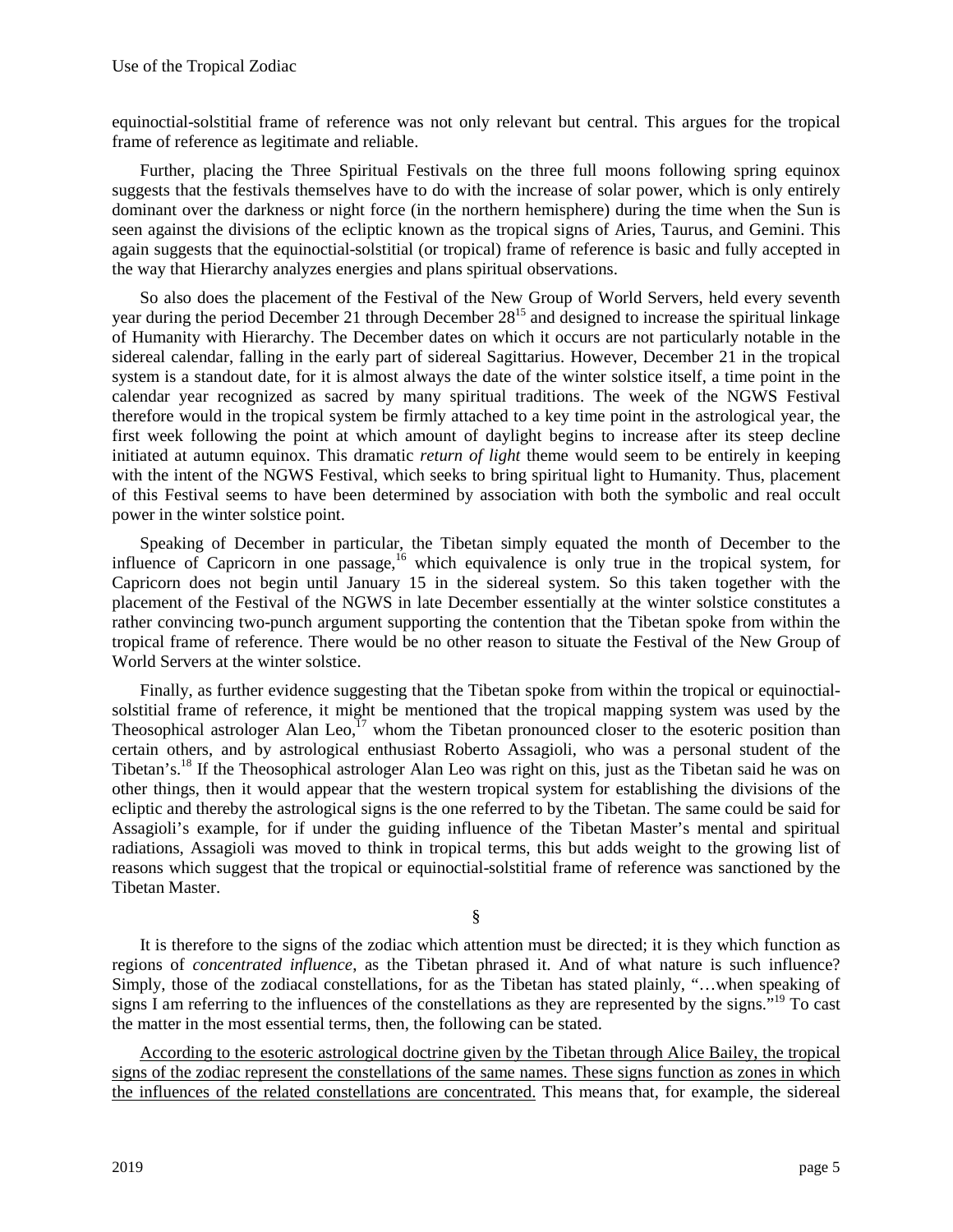equinoctial-solstitial frame of reference was not only relevant but central. This argues for the tropical frame of reference as legitimate and reliable.

Further, placing the Three Spiritual Festivals on the three full moons following spring equinox suggests that the festivals themselves have to do with the increase of solar power, which is only entirely dominant over the darkness or night force (in the northern hemisphere) during the time when the Sun is seen against the divisions of the ecliptic known as the tropical signs of Aries, Taurus, and Gemini. This again suggests that the equinoctial-solstitial (or tropical) frame of reference is basic and fully accepted in the way that Hierarchy analyzes energies and plans spiritual observations.

So also does the placement of the Festival of the New Group of World Servers, held every seventh year during the period December 21 through December 28[15] and designed to increase the spiritual linkage of Humanity with Hierarchy. The December dates on which it occurs are not particularly notable in the sidereal calendar, falling in the early part of sidereal Sagittarius. However, December 21 in the tropical system is a standout date, for it is almost always the date of the winter solstice itself, a time point in the calendar year recognized as sacred by many spiritual traditions. The week of the NGWS Festival therefore would in the tropical system be firmly attached to a key time point in the astrological year, the first week following the point at which amount of daylight begins to increase after its steep decline initiated at autumn equinox. This dramatic *return of light* theme would seem to be entirely in keeping with the intent of the NGWS Festival, which seeks to bring spiritual light to Humanity. Thus, placement of this Festival seems to have been determined by association with both the symbolic and real occult power in the winter solstice point.

Speaking of December in particular, the Tibetan simply equated the month of December to the influence of Capricorn in one passage,[16] which equivalence is only true in the tropical system, for Capricorn does not begin until January 15 in the sidereal system. So this taken together with the placement of the Festival of the NGWS in late December essentially at the winter solstice constitutes a rather convincing two-punch argument supporting the contention that the Tibetan spoke from within the tropical frame of reference. There would be no other reason to situate the Festival of the New Group of World Servers at the winter solstice.

Finally, as further evidence suggesting that the Tibetan spoke from within the tropical or equinoctial-solstitial frame of reference, it might be mentioned that the tropical mapping system was used by the Theosophical astrologer Alan Leo,[17] whom the Tibetan pronounced closer to the esoteric position than certain others, and by astrological enthusiast Roberto Assagioli, who was a personal student of the Tibetan's.[18] If the Theosophical astrologer Alan Leo was right on this, just as the Tibetan said he was on other things, then it would appear that the western tropical system for establishing the divisions of the ecliptic and thereby the astrological signs is the one referred to by the Tibetan. The same could be said for Assagioli's example, for if under the guiding influence of the Tibetan Master's mental and spiritual radiations, Assagioli was moved to think in tropical terms, this but adds weight to the growing list of reasons which suggest that the tropical or equinoctial-solstitial frame of reference was sanctioned by the Tibetan Master.

§

It is therefore to the signs of the zodiac which attention must be directed; it is they which function as regions of *concentrated influence*, as the Tibetan phrased it. And of what nature is such influence? Simply, those of the zodiacal constellations, for as the Tibetan has stated plainly, "…when speaking of signs I am referring to the influences of the constellations as they are represented by the signs."[19] To cast the matter in the most essential terms, then, the following can be stated.

<u>According to the esoteric astrological doctrine given by the Tibetan through Alice Bailey, the tropical signs of the zodiac represent the constellations of the same names. These signs function as zones in which the influences of the related constellations are concentrated.</u> This means that, for example, the sidereal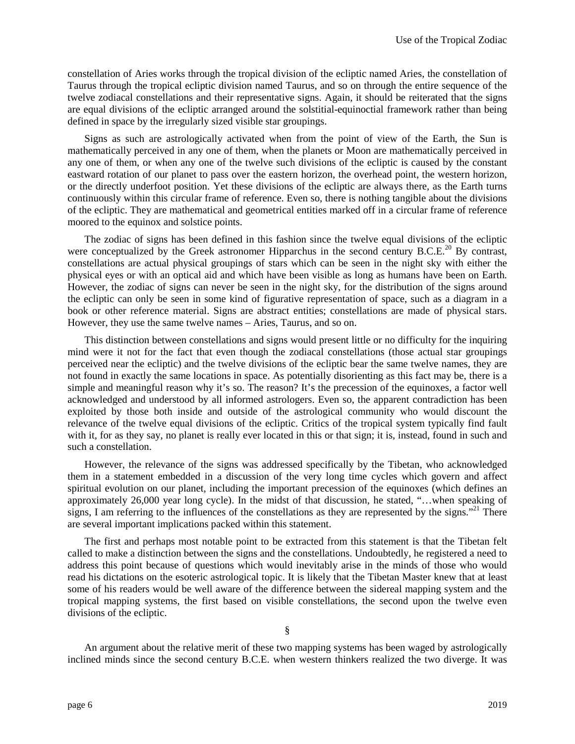constellation of Aries works through the tropical division of the ecliptic named Aries, the constellation of Taurus through the tropical ecliptic division named Taurus, and so on through the entire sequence of the twelve zodiacal constellations and their representative signs. Again, it should be reiterated that the signs are equal divisions of the ecliptic arranged around the solstitial-equinoctial framework rather than being defined in space by the irregularly sized visible star groupings.

Signs as such are astrologically activated when from the point of view of the Earth, the Sun is mathematically perceived in any one of them, when the planets or Moon are mathematically perceived in any one of them, or when any one of the twelve such divisions of the ecliptic is caused by the constant eastward rotation of our planet to pass over the eastern horizon, the overhead point, the western horizon, or the directly underfoot position. Yet these divisions of the ecliptic are always there, as the Earth turns continuously within this circular frame of reference. Even so, there is nothing tangible about the divisions of the ecliptic. They are mathematical and geometrical entities marked off in a circular frame of reference moored to the equinox and solstice points.

The zodiac of signs has been defined in this fashion since the twelve equal divisions of the ecliptic were conceptualized by the Greek astronomer Hipparchus in the second century B.C.E.[20] By contrast, constellations are actual physical groupings of stars which can be seen in the night sky with either the physical eyes or with an optical aid and which have been visible as long as humans have been on Earth. However, the zodiac of signs can never be seen in the night sky, for the distribution of the signs around the ecliptic can only be seen in some kind of figurative representation of space, such as a diagram in a book or other reference material. Signs are abstract entities; constellations are made of physical stars. However, they use the same twelve names – Aries, Taurus, and so on.

This distinction between constellations and signs would present little or no difficulty for the inquiring mind were it not for the fact that even though the zodiacal constellations (those actual star groupings perceived near the ecliptic) and the twelve divisions of the ecliptic bear the same twelve names, they are not found in exactly the same locations in space. As potentially disorienting as this fact may be, there is a simple and meaningful reason why it's so. The reason? It's the precession of the equinoxes, a factor well acknowledged and understood by all informed astrologers. Even so, the apparent contradiction has been exploited by those both inside and outside of the astrological community who would discount the relevance of the twelve equal divisions of the ecliptic. Critics of the tropical system typically find fault with it, for as they say, no planet is really ever located in this or that sign; it is, instead, found in such and such a constellation.

However, the relevance of the signs was addressed specifically by the Tibetan, who acknowledged them in a statement embedded in a discussion of the very long time cycles which govern and affect spiritual evolution on our planet, including the important precession of the equinoxes (which defines an approximately 26,000 year long cycle). In the midst of that discussion, he stated, "…when speaking of signs, I am referring to the influences of the constellations as they are represented by the signs."[21] There are several important implications packed within this statement.

The first and perhaps most notable point to be extracted from this statement is that the Tibetan felt called to make a distinction between the signs and the constellations. Undoubtedly, he registered a need to address this point because of questions which would inevitably arise in the minds of those who would read his dictations on the esoteric astrological topic. It is likely that the Tibetan Master knew that at least some of his readers would be well aware of the difference between the sidereal mapping system and the tropical mapping systems, the first based on visible constellations, the second upon the twelve even divisions of the ecliptic.

§

An argument about the relative merit of these two mapping systems has been waged by astrologically inclined minds since the second century B.C.E. when western thinkers realized the two diverge. It was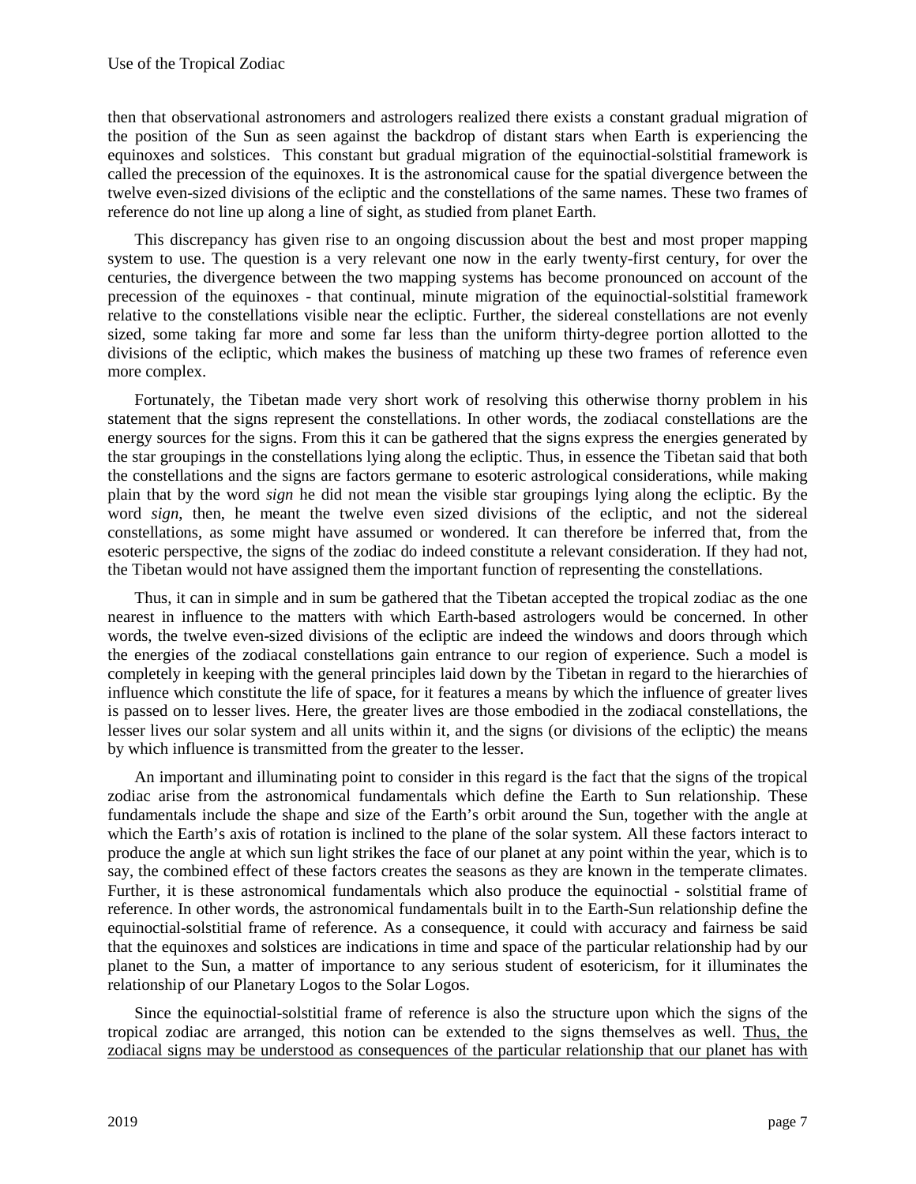then that observational astronomers and astrologers realized there exists a constant gradual migration of the position of the Sun as seen against the backdrop of distant stars when Earth is experiencing the equinoxes and solstices. This constant but gradual migration of the equinoctial-solstitial framework is called the precession of the equinoxes. It is the astronomical cause for the spatial divergence between the twelve even-sized divisions of the ecliptic and the constellations of the same names. These two frames of reference do not line up along a line of sight, as studied from planet Earth.

This discrepancy has given rise to an ongoing discussion about the best and most proper mapping system to use. The question is a very relevant one now in the early twenty-first century, for over the centuries, the divergence between the two mapping systems has become pronounced on account of the precession of the equinoxes - that continual, minute migration of the equinoctial-solstitial framework relative to the constellations visible near the ecliptic. Further, the sidereal constellations are not evenly sized, some taking far more and some far less than the uniform thirty-degree portion allotted to the divisions of the ecliptic, which makes the business of matching up these two frames of reference even more complex.

Fortunately, the Tibetan made very short work of resolving this otherwise thorny problem in his statement that the signs represent the constellations. In other words, the zodiacal constellations are the energy sources for the signs. From this it can be gathered that the signs express the energies generated by the star groupings in the constellations lying along the ecliptic. Thus, in essence the Tibetan said that both the constellations and the signs are factors germane to esoteric astrological considerations, while making plain that by the word *sign* he did not mean the visible star groupings lying along the ecliptic. By the word *sign*, then, he meant the twelve even sized divisions of the ecliptic, and not the sidereal constellations, as some might have assumed or wondered. It can therefore be inferred that, from the esoteric perspective, the signs of the zodiac do indeed constitute a relevant consideration. If they had not, the Tibetan would not have assigned them the important function of representing the constellations.

Thus, it can in simple and in sum be gathered that the Tibetan accepted the tropical zodiac as the one nearest in influence to the matters with which Earth-based astrologers would be concerned. In other words, the twelve even-sized divisions of the ecliptic are indeed the windows and doors through which the energies of the zodiacal constellations gain entrance to our region of experience. Such a model is completely in keeping with the general principles laid down by the Tibetan in regard to the hierarchies of influence which constitute the life of space, for it features a means by which the influence of greater lives is passed on to lesser lives. Here, the greater lives are those embodied in the zodiacal constellations, the lesser lives our solar system and all units within it, and the signs (or divisions of the ecliptic) the means by which influence is transmitted from the greater to the lesser.

An important and illuminating point to consider in this regard is the fact that the signs of the tropical zodiac arise from the astronomical fundamentals which define the Earth to Sun relationship. These fundamentals include the shape and size of the Earth's orbit around the Sun, together with the angle at which the Earth's axis of rotation is inclined to the plane of the solar system. All these factors interact to produce the angle at which sun light strikes the face of our planet at any point within the year, which is to say, the combined effect of these factors creates the seasons as they are known in the temperate climates. Further, it is these astronomical fundamentals which also produce the equinoctial - solstitial frame of reference. In other words, the astronomical fundamentals built in to the Earth-Sun relationship define the equinoctial-solstitial frame of reference. As a consequence, it could with accuracy and fairness be said that the equinoxes and solstices are indications in time and space of the particular relationship had by our planet to the Sun, a matter of importance to any serious student of esotericism, for it illuminates the relationship of our Planetary Logos to the Solar Logos.

Since the equinoctial-solstitial frame of reference is also the structure upon which the signs of the tropical zodiac are arranged, this notion can be extended to the signs themselves as well. <u>Thus, the zodiacal signs may be understood as consequences of the particular relationship that our planet has with</u>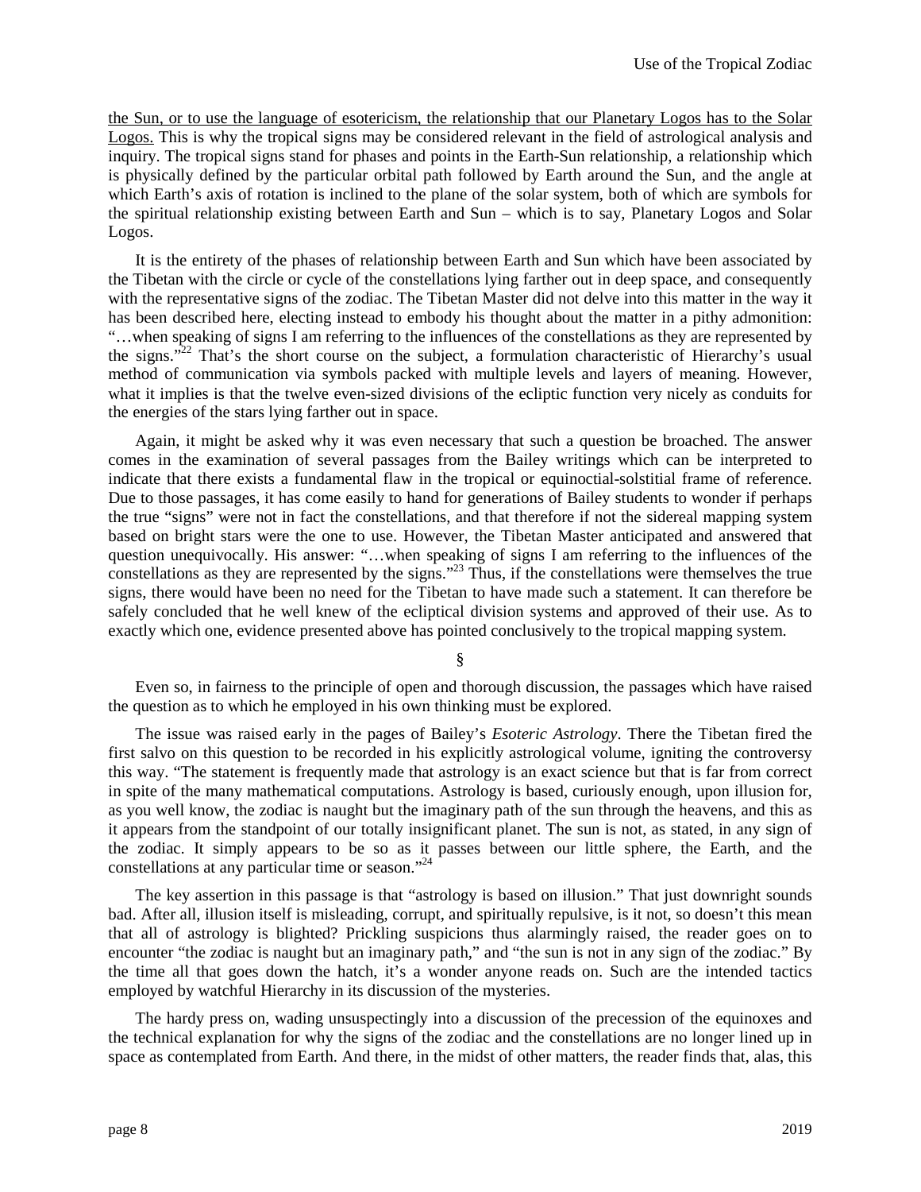<u>the Sun, or to use the language of esotericism, the relationship that our Planetary Logos has to the Solar Logos.</u> This is why the tropical signs may be considered relevant in the field of astrological analysis and inquiry. The tropical signs stand for phases and points in the Earth-Sun relationship, a relationship which is physically defined by the particular orbital path followed by Earth around the Sun, and the angle at which Earth's axis of rotation is inclined to the plane of the solar system, both of which are symbols for the spiritual relationship existing between Earth and Sun – which is to say, Planetary Logos and Solar Logos.

It is the entirety of the phases of relationship between Earth and Sun which have been associated by the Tibetan with the circle or cycle of the constellations lying farther out in deep space, and consequently with the representative signs of the zodiac. The Tibetan Master did not delve into this matter in the way it has been described here, electing instead to embody his thought about the matter in a pithy admonition: "…when speaking of signs I am referring to the influences of the constellations as they are represented by the signs."[22] That's the short course on the subject, a formulation characteristic of Hierarchy's usual method of communication via symbols packed with multiple levels and layers of meaning. However, what it implies is that the twelve even-sized divisions of the ecliptic function very nicely as conduits for the energies of the stars lying farther out in space.

Again, it might be asked why it was even necessary that such a question be broached. The answer comes in the examination of several passages from the Bailey writings which can be interpreted to indicate that there exists a fundamental flaw in the tropical or equinoctial-solstitial frame of reference. Due to those passages, it has come easily to hand for generations of Bailey students to wonder if perhaps the true "signs" were not in fact the constellations, and that therefore if not the sidereal mapping system based on bright stars were the one to use. However, the Tibetan Master anticipated and answered that question unequivocally. His answer: "…when speaking of signs I am referring to the influences of the constellations as they are represented by the signs."[23] Thus, if the constellations were themselves the true signs, there would have been no need for the Tibetan to have made such a statement. It can therefore be safely concluded that he well knew of the ecliptical division systems and approved of their use. As to exactly which one, evidence presented above has pointed conclusively to the tropical mapping system.

§

Even so, in fairness to the principle of open and thorough discussion, the passages which have raised the question as to which he employed in his own thinking must be explored.

The issue was raised early in the pages of Bailey's *Esoteric Astrology*. There the Tibetan fired the first salvo on this question to be recorded in his explicitly astrological volume, igniting the controversy this way. "The statement is frequently made that astrology is an exact science but that is far from correct in spite of the many mathematical computations. Astrology is based, curiously enough, upon illusion for, as you well know, the zodiac is naught but the imaginary path of the sun through the heavens, and this as it appears from the standpoint of our totally insignificant planet. The sun is not, as stated, in any sign of the zodiac. It simply appears to be so as it passes between our little sphere, the Earth, and the constellations at any particular time or season."[24]

The key assertion in this passage is that "astrology is based on illusion." That just downright sounds bad. After all, illusion itself is misleading, corrupt, and spiritually repulsive, is it not, so doesn't this mean that all of astrology is blighted? Prickling suspicions thus alarmingly raised, the reader goes on to encounter "the zodiac is naught but an imaginary path," and "the sun is not in any sign of the zodiac." By the time all that goes down the hatch, it's a wonder anyone reads on. Such are the intended tactics employed by watchful Hierarchy in its discussion of the mysteries.

The hardy press on, wading unsuspectingly into a discussion of the precession of the equinoxes and the technical explanation for why the signs of the zodiac and the constellations are no longer lined up in space as contemplated from Earth. And there, in the midst of other matters, the reader finds that, alas, this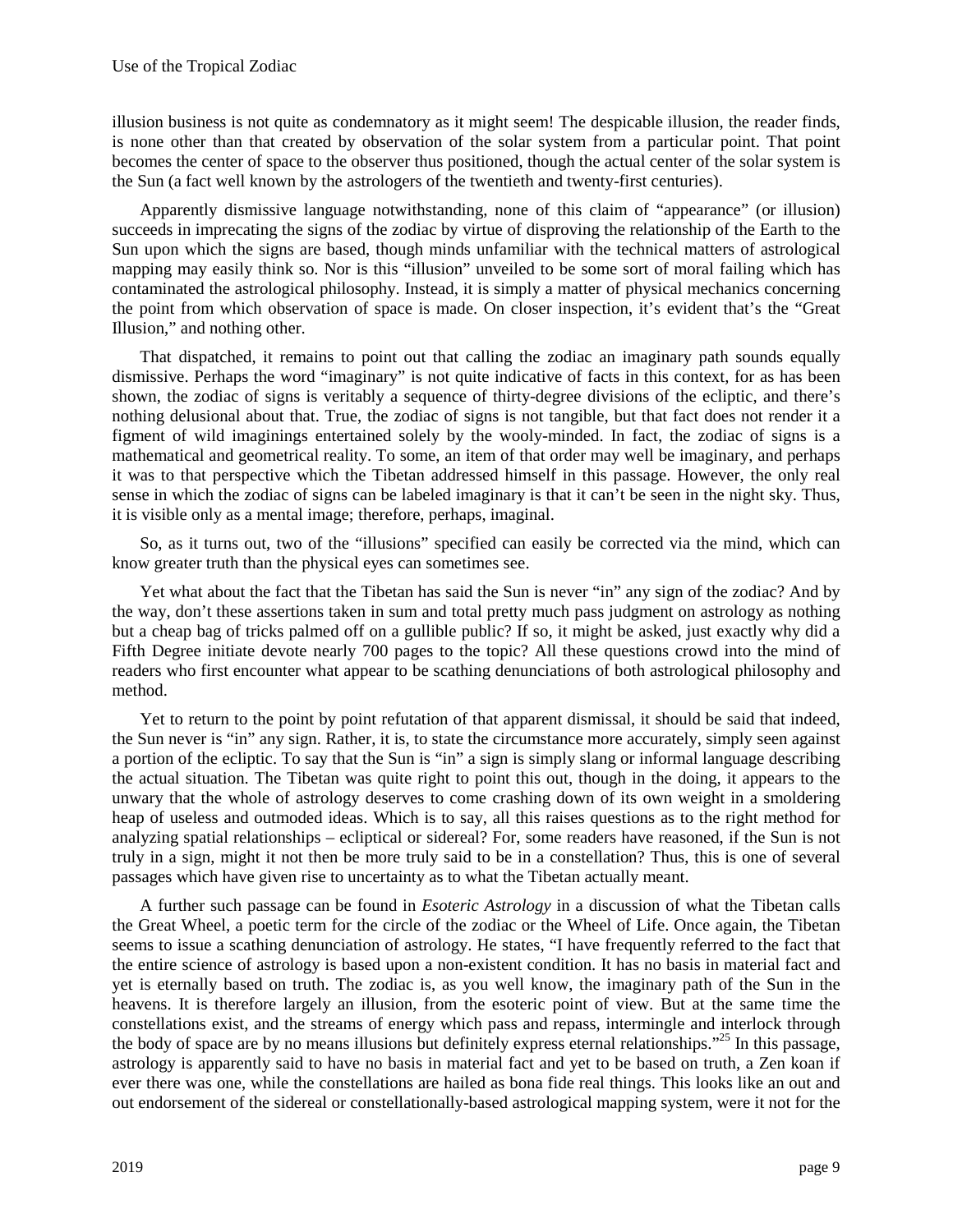illusion business is not quite as condemnatory as it might seem! The despicable illusion, the reader finds, is none other than that created by observation of the solar system from a particular point. That point becomes the center of space to the observer thus positioned, though the actual center of the solar system is the Sun (a fact well known by the astrologers of the twentieth and twenty-first centuries).

Apparently dismissive language notwithstanding, none of this claim of "appearance" (or illusion) succeeds in imprecating the signs of the zodiac by virtue of disproving the relationship of the Earth to the Sun upon which the signs are based, though minds unfamiliar with the technical matters of astrological mapping may easily think so. Nor is this "illusion" unveiled to be some sort of moral failing which has contaminated the astrological philosophy. Instead, it is simply a matter of physical mechanics concerning the point from which observation of space is made. On closer inspection, it's evident that's the "Great Illusion," and nothing other.

That dispatched, it remains to point out that calling the zodiac an imaginary path sounds equally dismissive. Perhaps the word "imaginary" is not quite indicative of facts in this context, for as has been shown, the zodiac of signs is veritably a sequence of thirty-degree divisions of the ecliptic, and there's nothing delusional about that. True, the zodiac of signs is not tangible, but that fact does not render it a figment of wild imaginings entertained solely by the wooly-minded. In fact, the zodiac of signs is a mathematical and geometrical reality. To some, an item of that order may well be imaginary, and perhaps it was to that perspective which the Tibetan addressed himself in this passage. However, the only real sense in which the zodiac of signs can be labeled imaginary is that it can't be seen in the night sky. Thus, it is visible only as a mental image; therefore, perhaps, imaginal.

So, as it turns out, two of the "illusions" specified can easily be corrected via the mind, which can know greater truth than the physical eyes can sometimes see.

Yet what about the fact that the Tibetan has said the Sun is never "in" any sign of the zodiac? And by the way, don't these assertions taken in sum and total pretty much pass judgment on astrology as nothing but a cheap bag of tricks palmed off on a gullible public? If so, it might be asked, just exactly why did a Fifth Degree initiate devote nearly 700 pages to the topic? All these questions crowd into the mind of readers who first encounter what appear to be scathing denunciations of both astrological philosophy and method.

Yet to return to the point by point refutation of that apparent dismissal, it should be said that indeed, the Sun never is "in" any sign. Rather, it is, to state the circumstance more accurately, simply seen against a portion of the ecliptic. To say that the Sun is "in" a sign is simply slang or informal language describing the actual situation. The Tibetan was quite right to point this out, though in the doing, it appears to the unwary that the whole of astrology deserves to come crashing down of its own weight in a smoldering heap of useless and outmoded ideas. Which is to say, all this raises questions as to the right method for analyzing spatial relationships – ecliptical or sidereal? For, some readers have reasoned, if the Sun is not truly in a sign, might it not then be more truly said to be in a constellation? Thus, this is one of several passages which have given rise to uncertainty as to what the Tibetan actually meant.

A further such passage can be found in *Esoteric Astrology* in a discussion of what the Tibetan calls the Great Wheel, a poetic term for the circle of the zodiac or the Wheel of Life. Once again, the Tibetan seems to issue a scathing denunciation of astrology. He states, "I have frequently referred to the fact that the entire science of astrology is based upon a non-existent condition. It has no basis in material fact and yet is eternally based on truth. The zodiac is, as you well know, the imaginary path of the Sun in the heavens. It is therefore largely an illusion, from the esoteric point of view. But at the same time the constellations exist, and the streams of energy which pass and repass, intermingle and interlock through the body of space are by no means illusions but definitely express eternal relationships."[25] In this passage, astrology is apparently said to have no basis in material fact and yet to be based on truth, a Zen koan if ever there was one, while the constellations are hailed as bona fide real things. This looks like an out and out endorsement of the sidereal or constellationally-based astrological mapping system, were it not for the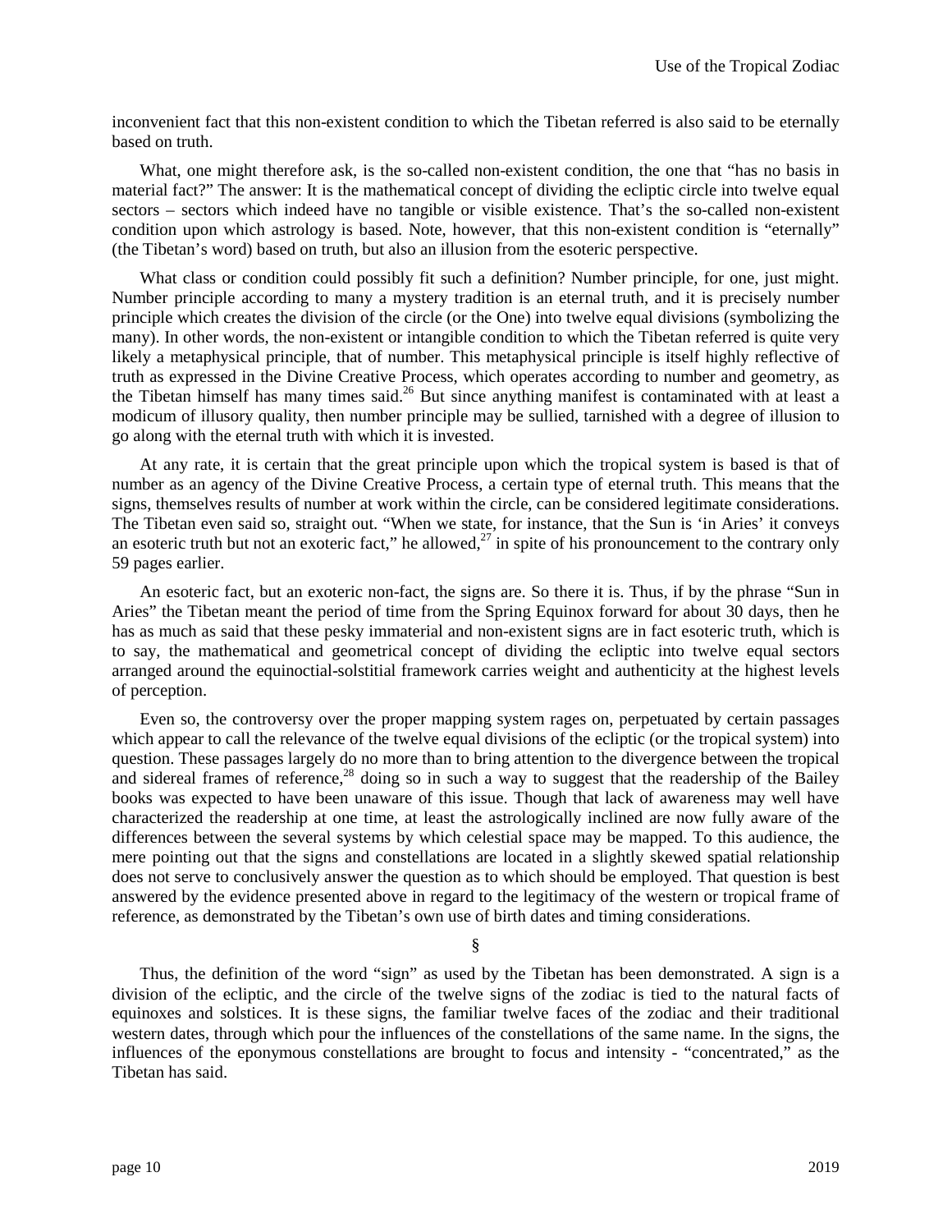inconvenient fact that this non-existent condition to which the Tibetan referred is also said to be eternally based on truth.

What, one might therefore ask, is the so-called non-existent condition, the one that "has no basis in material fact?" The answer: It is the mathematical concept of dividing the ecliptic circle into twelve equal sectors – sectors which indeed have no tangible or visible existence. That's the so-called non-existent condition upon which astrology is based. Note, however, that this non-existent condition is "eternally" (the Tibetan's word) based on truth, but also an illusion from the esoteric perspective.

What class or condition could possibly fit such a definition? Number principle, for one, just might. Number principle according to many a mystery tradition is an eternal truth, and it is precisely number principle which creates the division of the circle (or the One) into twelve equal divisions (symbolizing the many). In other words, the non-existent or intangible condition to which the Tibetan referred is quite very likely a metaphysical principle, that of number. This metaphysical principle is itself highly reflective of truth as expressed in the Divine Creative Process, which operates according to number and geometry, as the Tibetan himself has many times said.[26] But since anything manifest is contaminated with at least a modicum of illusory quality, then number principle may be sullied, tarnished with a degree of illusion to go along with the eternal truth with which it is invested.

At any rate, it is certain that the great principle upon which the tropical system is based is that of number as an agency of the Divine Creative Process, a certain type of eternal truth. This means that the signs, themselves results of number at work within the circle, can be considered legitimate considerations. The Tibetan even said so, straight out. "When we state, for instance, that the Sun is 'in Aries' it conveys an esoteric truth but not an exoteric fact," he allowed,[27] in spite of his pronouncement to the contrary only 59 pages earlier.

An esoteric fact, but an exoteric non-fact, the signs are. So there it is. Thus, if by the phrase "Sun in Aries" the Tibetan meant the period of time from the Spring Equinox forward for about 30 days, then he has as much as said that these pesky immaterial and non-existent signs are in fact esoteric truth, which is to say, the mathematical and geometrical concept of dividing the ecliptic into twelve equal sectors arranged around the equinoctial-solstitial framework carries weight and authenticity at the highest levels of perception.

Even so, the controversy over the proper mapping system rages on, perpetuated by certain passages which appear to call the relevance of the twelve equal divisions of the ecliptic (or the tropical system) into question. These passages largely do no more than to bring attention to the divergence between the tropical and sidereal frames of reference,[28] doing so in such a way to suggest that the readership of the Bailey books was expected to have been unaware of this issue. Though that lack of awareness may well have characterized the readership at one time, at least the astrologically inclined are now fully aware of the differences between the several systems by which celestial space may be mapped. To this audience, the mere pointing out that the signs and constellations are located in a slightly skewed spatial relationship does not serve to conclusively answer the question as to which should be employed. That question is best answered by the evidence presented above in regard to the legitimacy of the western or tropical frame of reference, as demonstrated by the Tibetan's own use of birth dates and timing considerations.

§

Thus, the definition of the word "sign" as used by the Tibetan has been demonstrated. A sign is a division of the ecliptic, and the circle of the twelve signs of the zodiac is tied to the natural facts of equinoxes and solstices. It is these signs, the familiar twelve faces of the zodiac and their traditional western dates, through which pour the influences of the constellations of the same name. In the signs, the influences of the eponymous constellations are brought to focus and intensity - "concentrated," as the Tibetan has said.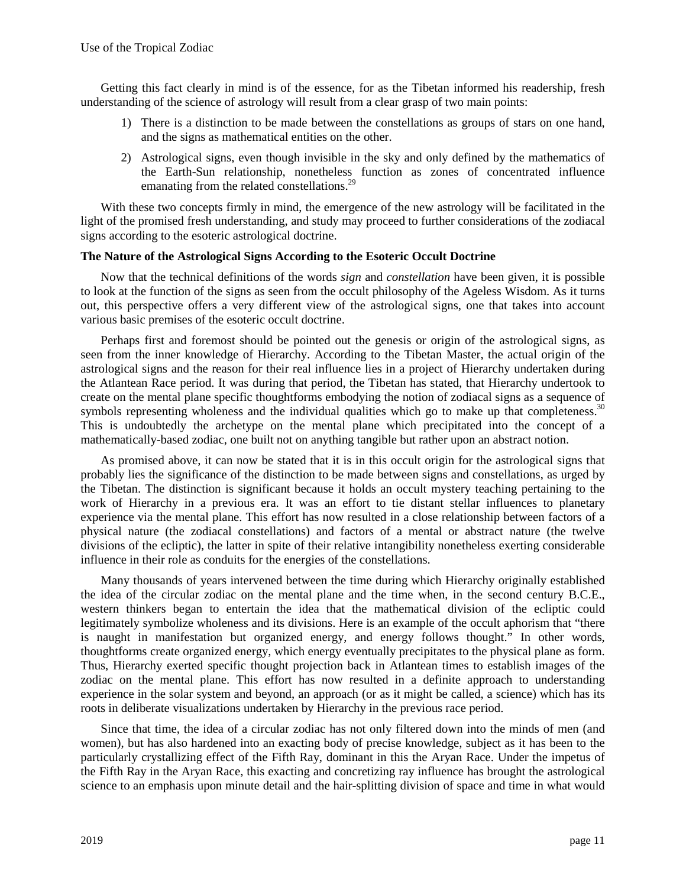Getting this fact clearly in mind is of the essence, for as the Tibetan informed his readership, fresh understanding of the science of astrology will result from a clear grasp of two main points:

1) There is a distinction to be made between the constellations as groups of stars on one hand, and the signs as mathematical entities on the other.
2) Astrological signs, even though invisible in the sky and only defined by the mathematics of the Earth-Sun relationship, nonetheless function as zones of concentrated influence emanating from the related constellations.[29]

With these two concepts firmly in mind, the emergence of the new astrology will be facilitated in the light of the promised fresh understanding, and study may proceed to further considerations of the zodiacal signs according to the esoteric astrological doctrine.

**The Nature of the Astrological Signs According to the Esoteric Occult Doctrine**

Now that the technical definitions of the words *sign* and *constellation* have been given, it is possible to look at the function of the signs as seen from the occult philosophy of the Ageless Wisdom. As it turns out, this perspective offers a very different view of the astrological signs, one that takes into account various basic premises of the esoteric occult doctrine.

Perhaps first and foremost should be pointed out the genesis or origin of the astrological signs, as seen from the inner knowledge of Hierarchy. According to the Tibetan Master, the actual origin of the astrological signs and the reason for their real influence lies in a project of Hierarchy undertaken during the Atlantean Race period. It was during that period, the Tibetan has stated, that Hierarchy undertook to create on the mental plane specific thoughtforms embodying the notion of zodiacal signs as a sequence of symbols representing wholeness and the individual qualities which go to make up that completeness.[30] This is undoubtedly the archetype on the mental plane which precipitated into the concept of a mathematically-based zodiac, one built not on anything tangible but rather upon an abstract notion.

As promised above, it can now be stated that it is in this occult origin for the astrological signs that probably lies the significance of the distinction to be made between signs and constellations, as urged by the Tibetan. The distinction is significant because it holds an occult mystery teaching pertaining to the work of Hierarchy in a previous era. It was an effort to tie distant stellar influences to planetary experience via the mental plane. This effort has now resulted in a close relationship between factors of a physical nature (the zodiacal constellations) and factors of a mental or abstract nature (the twelve divisions of the ecliptic), the latter in spite of their relative intangibility nonetheless exerting considerable influence in their role as conduits for the energies of the constellations.

Many thousands of years intervened between the time during which Hierarchy originally established the idea of the circular zodiac on the mental plane and the time when, in the second century B.C.E., western thinkers began to entertain the idea that the mathematical division of the ecliptic could legitimately symbolize wholeness and its divisions. Here is an example of the occult aphorism that "there is naught in manifestation but organized energy, and energy follows thought." In other words, thoughtforms create organized energy, which energy eventually precipitates to the physical plane as form. Thus, Hierarchy exerted specific thought projection back in Atlantean times to establish images of the zodiac on the mental plane. This effort has now resulted in a definite approach to understanding experience in the solar system and beyond, an approach (or as it might be called, a science) which has its roots in deliberate visualizations undertaken by Hierarchy in the previous race period.

Since that time, the idea of a circular zodiac has not only filtered down into the minds of men (and women), but has also hardened into an exacting body of precise knowledge, subject as it has been to the particularly crystallizing effect of the Fifth Ray, dominant in this the Aryan Race. Under the impetus of the Fifth Ray in the Aryan Race, this exacting and concretizing ray influence has brought the astrological science to an emphasis upon minute detail and the hair-splitting division of space and time in what would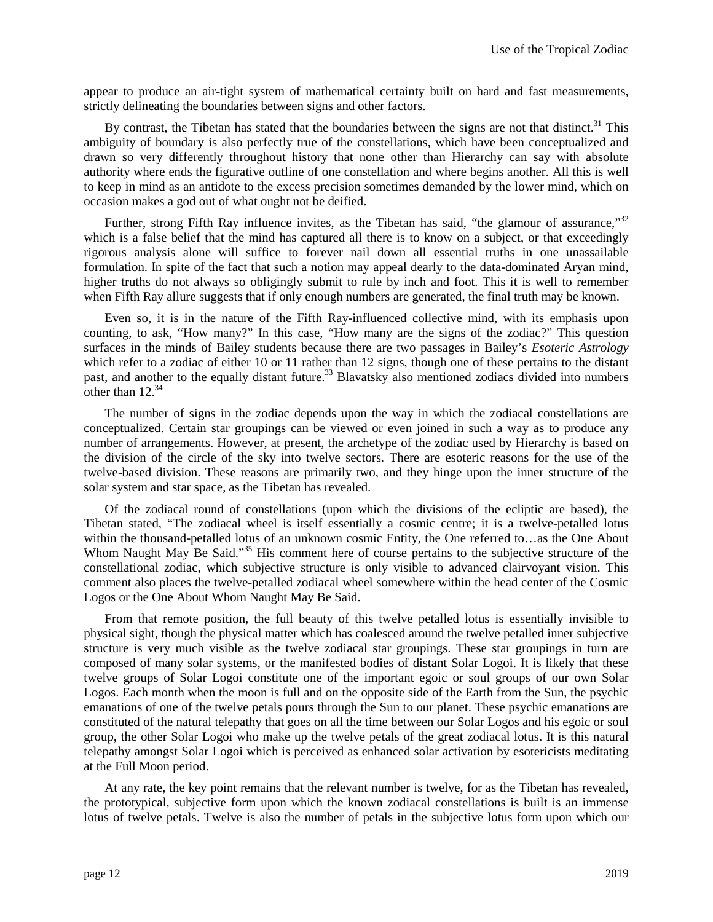appear to produce an air-tight system of mathematical certainty built on hard and fast measurements, strictly delineating the boundaries between signs and other factors.

By contrast, the Tibetan has stated that the boundaries between the signs are not that distinct.[31] This ambiguity of boundary is also perfectly true of the constellations, which have been conceptualized and drawn so very differently throughout history that none other than Hierarchy can say with absolute authority where ends the figurative outline of one constellation and where begins another. All this is well to keep in mind as an antidote to the excess precision sometimes demanded by the lower mind, which on occasion makes a god out of what ought not be deified.

Further, strong Fifth Ray influence invites, as the Tibetan has said, "the glamour of assurance,"[32] which is a false belief that the mind has captured all there is to know on a subject, or that exceedingly rigorous analysis alone will suffice to forever nail down all essential truths in one unassailable formulation. In spite of the fact that such a notion may appeal dearly to the data-dominated Aryan mind, higher truths do not always so obligingly submit to rule by inch and foot. This it is well to remember when Fifth Ray allure suggests that if only enough numbers are generated, the final truth may be known.

Even so, it is in the nature of the Fifth Ray-influenced collective mind, with its emphasis upon counting, to ask, "How many?" In this case, "How many are the signs of the zodiac?" This question surfaces in the minds of Bailey students because there are two passages in Bailey's *Esoteric Astrology* which refer to a zodiac of either 10 or 11 rather than 12 signs, though one of these pertains to the distant past, and another to the equally distant future.[33] Blavatsky also mentioned zodiacs divided into numbers other than 12.[34]

The number of signs in the zodiac depends upon the way in which the zodiacal constellations are conceptualized. Certain star groupings can be viewed or even joined in such a way as to produce any number of arrangements. However, at present, the archetype of the zodiac used by Hierarchy is based on the division of the circle of the sky into twelve sectors. There are esoteric reasons for the use of the twelve-based division. These reasons are primarily two, and they hinge upon the inner structure of the solar system and star space, as the Tibetan has revealed.

Of the zodiacal round of constellations (upon which the divisions of the ecliptic are based), the Tibetan stated, "The zodiacal wheel is itself essentially a cosmic centre; it is a twelve-petalled lotus within the thousand-petalled lotus of an unknown cosmic Entity, the One referred to…as the One About Whom Naught May Be Said."[35] His comment here of course pertains to the subjective structure of the constellational zodiac, which subjective structure is only visible to advanced clairvoyant vision. This comment also places the twelve-petalled zodiacal wheel somewhere within the head center of the Cosmic Logos or the One About Whom Naught May Be Said.

From that remote position, the full beauty of this twelve petalled lotus is essentially invisible to physical sight, though the physical matter which has coalesced around the twelve petalled inner subjective structure is very much visible as the twelve zodiacal star groupings. These star groupings in turn are composed of many solar systems, or the manifested bodies of distant Solar Logoi. It is likely that these twelve groups of Solar Logoi constitute one of the important egoic or soul groups of our own Solar Logos. Each month when the moon is full and on the opposite side of the Earth from the Sun, the psychic emanations of one of the twelve petals pours through the Sun to our planet. These psychic emanations are constituted of the natural telepathy that goes on all the time between our Solar Logos and his egoic or soul group, the other Solar Logoi who make up the twelve petals of the great zodiacal lotus. It is this natural telepathy amongst Solar Logoi which is perceived as enhanced solar activation by esotericists meditating at the Full Moon period.

At any rate, the key point remains that the relevant number is twelve, for as the Tibetan has revealed, the prototypical, subjective form upon which the known zodiacal constellations is built is an immense lotus of twelve petals. Twelve is also the number of petals in the subjective lotus form upon which our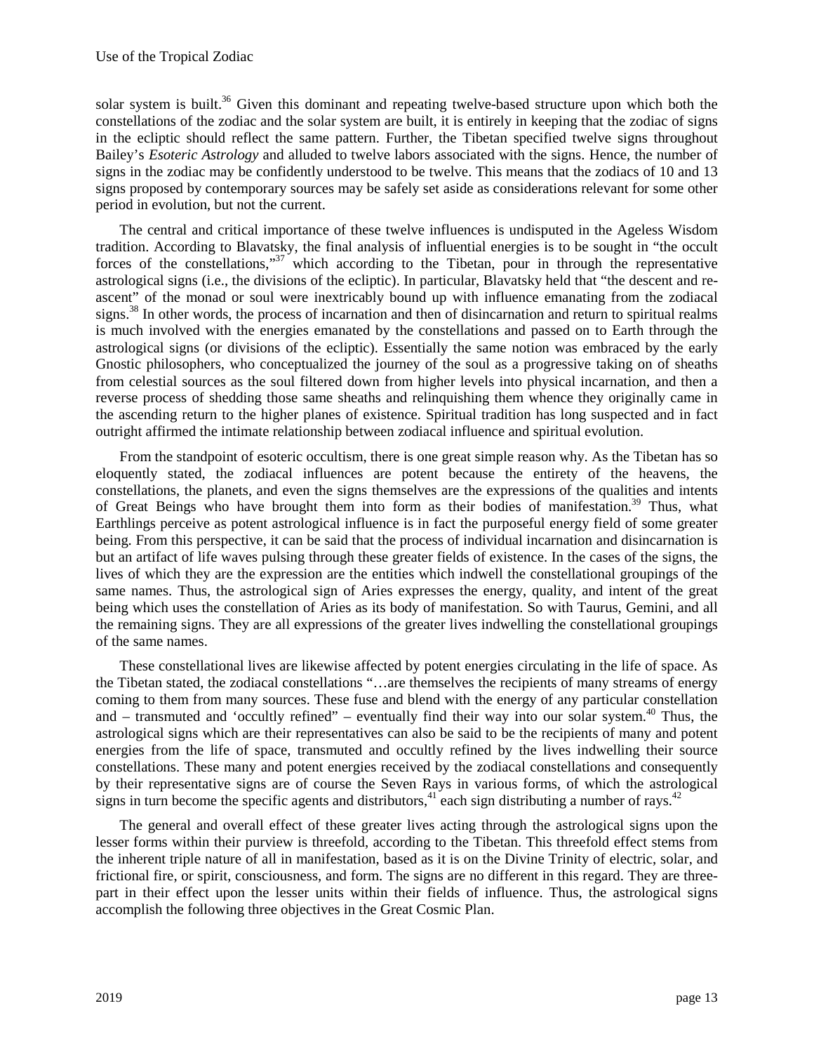solar system is built.[36] Given this dominant and repeating twelve-based structure upon which both the constellations of the zodiac and the solar system are built, it is entirely in keeping that the zodiac of signs in the ecliptic should reflect the same pattern. Further, the Tibetan specified twelve signs throughout Bailey's *Esoteric Astrology* and alluded to twelve labors associated with the signs. Hence, the number of signs in the zodiac may be confidently understood to be twelve. This means that the zodiacs of 10 and 13 signs proposed by contemporary sources may be safely set aside as considerations relevant for some other period in evolution, but not the current.

The central and critical importance of these twelve influences is undisputed in the Ageless Wisdom tradition. According to Blavatsky, the final analysis of influential energies is to be sought in "the occult forces of the constellations,"[37] which according to the Tibetan, pour in through the representative astrological signs (i.e., the divisions of the ecliptic). In particular, Blavatsky held that "the descent and re-ascent" of the monad or soul were inextricably bound up with influence emanating from the zodiacal signs.[38] In other words, the process of incarnation and then of disincarnation and return to spiritual realms is much involved with the energies emanated by the constellations and passed on to Earth through the astrological signs (or divisions of the ecliptic). Essentially the same notion was embraced by the early Gnostic philosophers, who conceptualized the journey of the soul as a progressive taking on of sheaths from celestial sources as the soul filtered down from higher levels into physical incarnation, and then a reverse process of shedding those same sheaths and relinquishing them whence they originally came in the ascending return to the higher planes of existence. Spiritual tradition has long suspected and in fact outright affirmed the intimate relationship between zodiacal influence and spiritual evolution.

From the standpoint of esoteric occultism, there is one great simple reason why. As the Tibetan has so eloquently stated, the zodiacal influences are potent because the entirety of the heavens, the constellations, the planets, and even the signs themselves are the expressions of the qualities and intents of Great Beings who have brought them into form as their bodies of manifestation.[39] Thus, what Earthlings perceive as potent astrological influence is in fact the purposeful energy field of some greater being. From this perspective, it can be said that the process of individual incarnation and disincarnation is but an artifact of life waves pulsing through these greater fields of existence. In the cases of the signs, the lives of which they are the expression are the entities which indwell the constellational groupings of the same names. Thus, the astrological sign of Aries expresses the energy, quality, and intent of the great being which uses the constellation of Aries as its body of manifestation. So with Taurus, Gemini, and all the remaining signs. They are all expressions of the greater lives indwelling the constellational groupings of the same names.

These constellational lives are likewise affected by potent energies circulating in the life of space. As the Tibetan stated, the zodiacal constellations "…are themselves the recipients of many streams of energy coming to them from many sources. These fuse and blend with the energy of any particular constellation and – transmuted and 'occultly refined" – eventually find their way into our solar system.[40] Thus, the astrological signs which are their representatives can also be said to be the recipients of many and potent energies from the life of space, transmuted and occultly refined by the lives indwelling their source constellations. These many and potent energies received by the zodiacal constellations and consequently by their representative signs are of course the Seven Rays in various forms, of which the astrological signs in turn become the specific agents and distributors,[41] each sign distributing a number of rays.[42]

The general and overall effect of these greater lives acting through the astrological signs upon the lesser forms within their purview is threefold, according to the Tibetan. This threefold effect stems from the inherent triple nature of all in manifestation, based as it is on the Divine Trinity of electric, solar, and frictional fire, or spirit, consciousness, and form. The signs are no different in this regard. They are three-part in their effect upon the lesser units within their fields of influence. Thus, the astrological signs accomplish the following three objectives in the Great Cosmic Plan.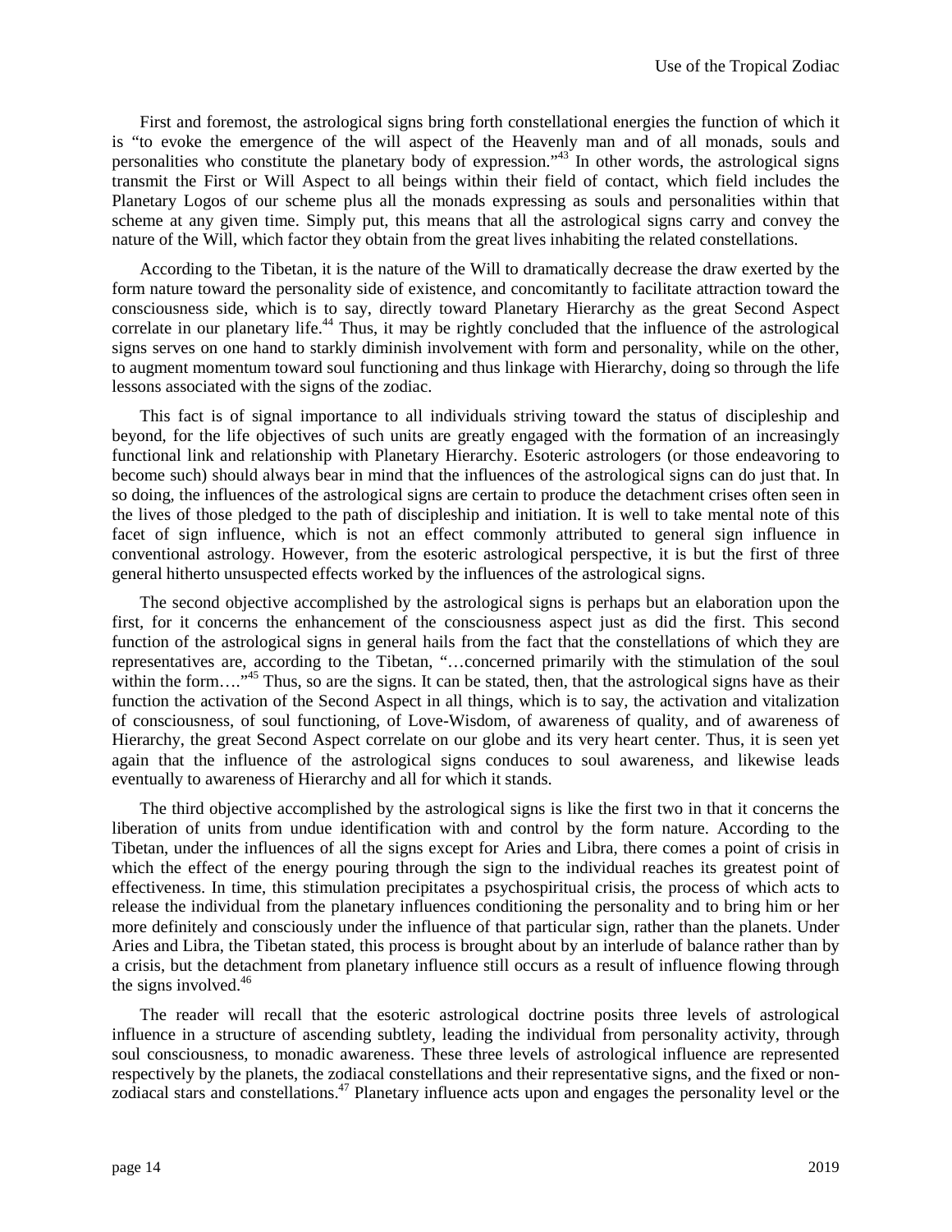First and foremost, the astrological signs bring forth constellational energies the function of which it is "to evoke the emergence of the will aspect of the Heavenly man and of all monads, souls and personalities who constitute the planetary body of expression."[43] In other words, the astrological signs transmit the First or Will Aspect to all beings within their field of contact, which field includes the Planetary Logos of our scheme plus all the monads expressing as souls and personalities within that scheme at any given time. Simply put, this means that all the astrological signs carry and convey the nature of the Will, which factor they obtain from the great lives inhabiting the related constellations.

According to the Tibetan, it is the nature of the Will to dramatically decrease the draw exerted by the form nature toward the personality side of existence, and concomitantly to facilitate attraction toward the consciousness side, which is to say, directly toward Planetary Hierarchy as the great Second Aspect correlate in our planetary life.[44] Thus, it may be rightly concluded that the influence of the astrological signs serves on one hand to starkly diminish involvement with form and personality, while on the other, to augment momentum toward soul functioning and thus linkage with Hierarchy, doing so through the life lessons associated with the signs of the zodiac.

This fact is of signal importance to all individuals striving toward the status of discipleship and beyond, for the life objectives of such units are greatly engaged with the formation of an increasingly functional link and relationship with Planetary Hierarchy. Esoteric astrologers (or those endeavoring to become such) should always bear in mind that the influences of the astrological signs can do just that. In so doing, the influences of the astrological signs are certain to produce the detachment crises often seen in the lives of those pledged to the path of discipleship and initiation. It is well to take mental note of this facet of sign influence, which is not an effect commonly attributed to general sign influence in conventional astrology. However, from the esoteric astrological perspective, it is but the first of three general hitherto unsuspected effects worked by the influences of the astrological signs.

The second objective accomplished by the astrological signs is perhaps but an elaboration upon the first, for it concerns the enhancement of the consciousness aspect just as did the first. This second function of the astrological signs in general hails from the fact that the constellations of which they are representatives are, according to the Tibetan, "…concerned primarily with the stimulation of the soul within the form…."[45] Thus, so are the signs. It can be stated, then, that the astrological signs have as their function the activation of the Second Aspect in all things, which is to say, the activation and vitalization of consciousness, of soul functioning, of Love-Wisdom, of awareness of quality, and of awareness of Hierarchy, the great Second Aspect correlate on our globe and its very heart center. Thus, it is seen yet again that the influence of the astrological signs conduces to soul awareness, and likewise leads eventually to awareness of Hierarchy and all for which it stands.

The third objective accomplished by the astrological signs is like the first two in that it concerns the liberation of units from undue identification with and control by the form nature. According to the Tibetan, under the influences of all the signs except for Aries and Libra, there comes a point of crisis in which the effect of the energy pouring through the sign to the individual reaches its greatest point of effectiveness. In time, this stimulation precipitates a psychospiritual crisis, the process of which acts to release the individual from the planetary influences conditioning the personality and to bring him or her more definitely and consciously under the influence of that particular sign, rather than the planets. Under Aries and Libra, the Tibetan stated, this process is brought about by an interlude of balance rather than by a crisis, but the detachment from planetary influence still occurs as a result of influence flowing through the signs involved.[46]

The reader will recall that the esoteric astrological doctrine posits three levels of astrological influence in a structure of ascending subtlety, leading the individual from personality activity, through soul consciousness, to monadic awareness. These three levels of astrological influence are represented respectively by the planets, the zodiacal constellations and their representative signs, and the fixed or non-zodiacal stars and constellations.[47] Planetary influence acts upon and engages the personality level or the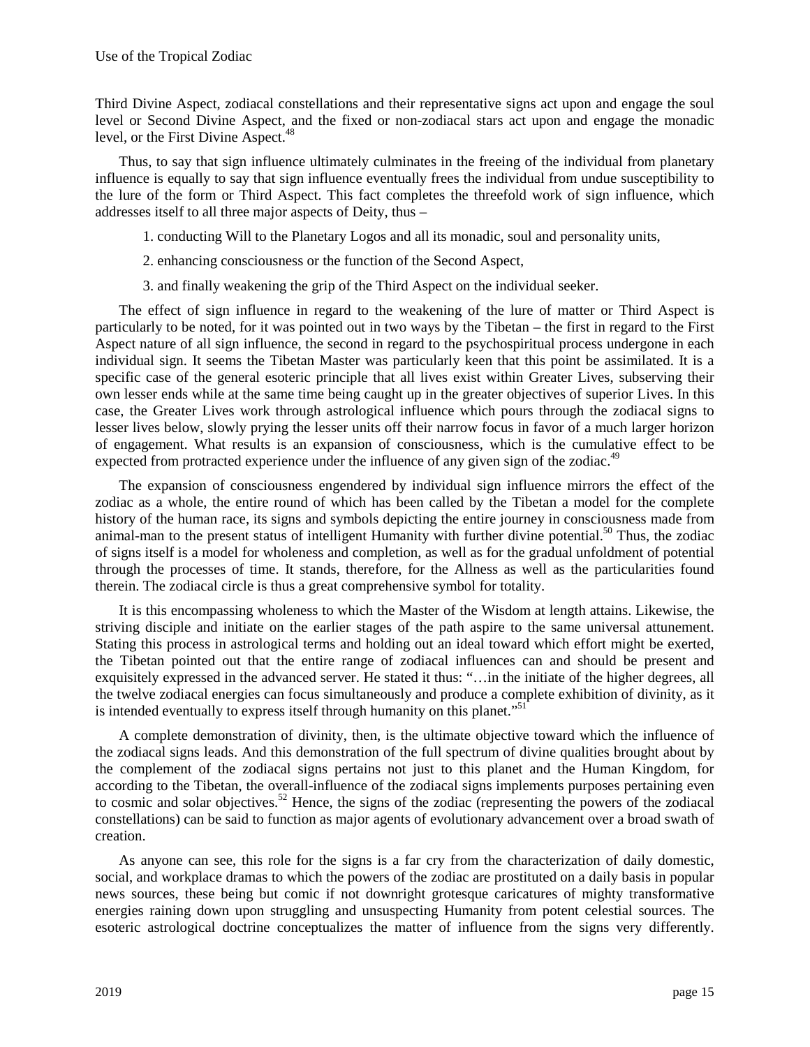Third Divine Aspect, zodiacal constellations and their representative signs act upon and engage the soul level or Second Divine Aspect, and the fixed or non-zodiacal stars act upon and engage the monadic level, or the First Divine Aspect.[48]

Thus, to say that sign influence ultimately culminates in the freeing of the individual from planetary influence is equally to say that sign influence eventually frees the individual from undue susceptibility to the lure of the form or Third Aspect. This fact completes the threefold work of sign influence, which addresses itself to all three major aspects of Deity, thus –

1. conducting Will to the Planetary Logos and all its monadic, soul and personality units,
2. enhancing consciousness or the function of the Second Aspect,
3. and finally weakening the grip of the Third Aspect on the individual seeker.

The effect of sign influence in regard to the weakening of the lure of matter or Third Aspect is particularly to be noted, for it was pointed out in two ways by the Tibetan – the first in regard to the First Aspect nature of all sign influence, the second in regard to the psychospiritual process undergone in each individual sign. It seems the Tibetan Master was particularly keen that this point be assimilated. It is a specific case of the general esoteric principle that all lives exist within Greater Lives, subserving their own lesser ends while at the same time being caught up in the greater objectives of superior Lives. In this case, the Greater Lives work through astrological influence which pours through the zodiacal signs to lesser lives below, slowly prying the lesser units off their narrow focus in favor of a much larger horizon of engagement. What results is an expansion of consciousness, which is the cumulative effect to be expected from protracted experience under the influence of any given sign of the zodiac.[49]

The expansion of consciousness engendered by individual sign influence mirrors the effect of the zodiac as a whole, the entire round of which has been called by the Tibetan a model for the complete history of the human race, its signs and symbols depicting the entire journey in consciousness made from animal-man to the present status of intelligent Humanity with further divine potential.[50] Thus, the zodiac of signs itself is a model for wholeness and completion, as well as for the gradual unfoldment of potential through the processes of time. It stands, therefore, for the Allness as well as the particularities found therein. The zodiacal circle is thus a great comprehensive symbol for totality.

It is this encompassing wholeness to which the Master of the Wisdom at length attains. Likewise, the striving disciple and initiate on the earlier stages of the path aspire to the same universal attunement. Stating this process in astrological terms and holding out an ideal toward which effort might be exerted, the Tibetan pointed out that the entire range of zodiacal influences can and should be present and exquisitely expressed in the advanced server. He stated it thus: "…in the initiate of the higher degrees, all the twelve zodiacal energies can focus simultaneously and produce a complete exhibition of divinity, as it is intended eventually to express itself through humanity on this planet."[51]

A complete demonstration of divinity, then, is the ultimate objective toward which the influence of the zodiacal signs leads. And this demonstration of the full spectrum of divine qualities brought about by the complement of the zodiacal signs pertains not just to this planet and the Human Kingdom, for according to the Tibetan, the overall-influence of the zodiacal signs implements purposes pertaining even to cosmic and solar objectives.[52] Hence, the signs of the zodiac (representing the powers of the zodiacal constellations) can be said to function as major agents of evolutionary advancement over a broad swath of creation.

As anyone can see, this role for the signs is a far cry from the characterization of daily domestic, social, and workplace dramas to which the powers of the zodiac are prostituted on a daily basis in popular news sources, these being but comic if not downright grotesque caricatures of mighty transformative energies raining down upon struggling and unsuspecting Humanity from potent celestial sources. The esoteric astrological doctrine conceptualizes the matter of influence from the signs very differently.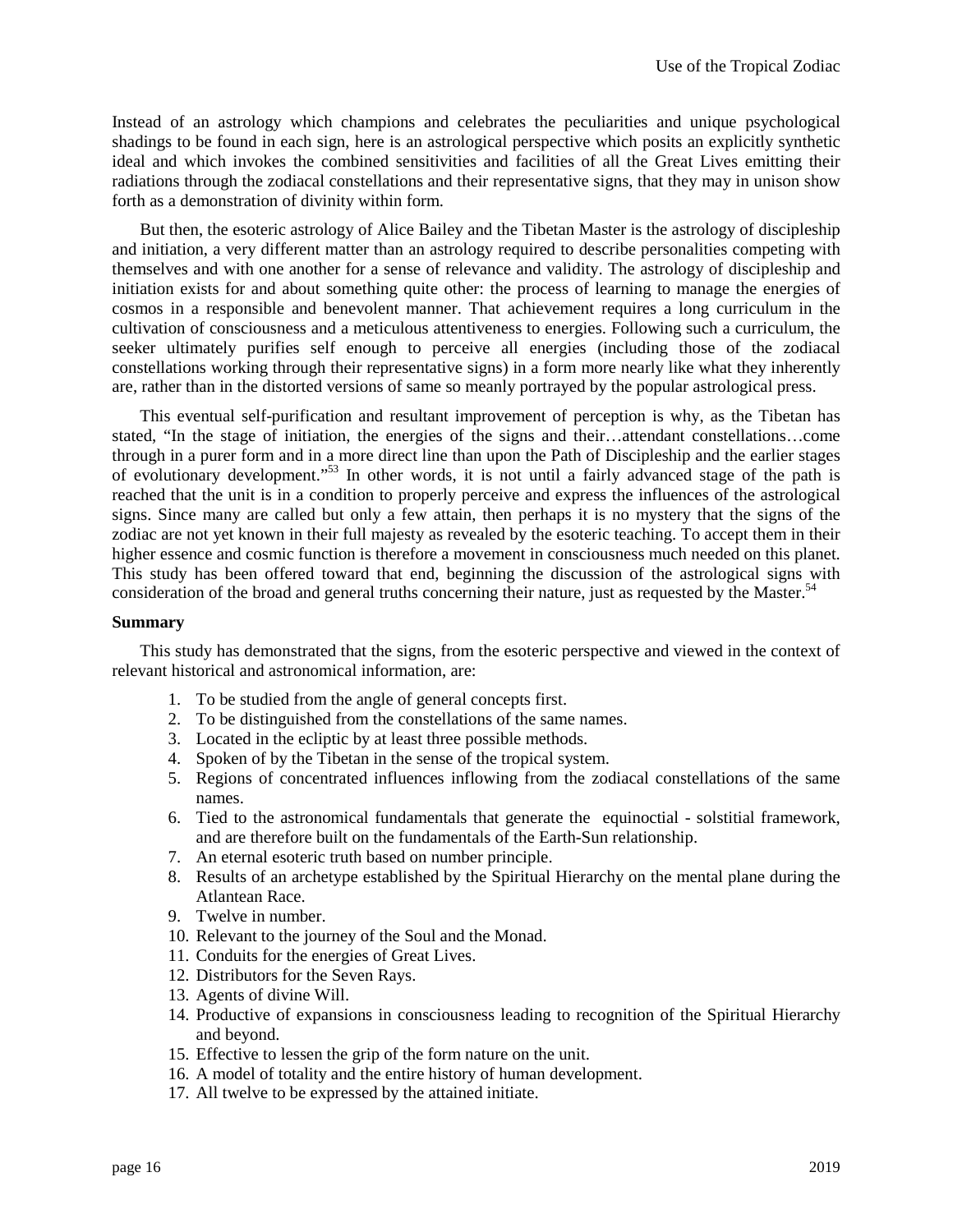Instead of an astrology which champions and celebrates the peculiarities and unique psychological shadings to be found in each sign, here is an astrological perspective which posits an explicitly synthetic ideal and which invokes the combined sensitivities and facilities of all the Great Lives emitting their radiations through the zodiacal constellations and their representative signs, that they may in unison show forth as a demonstration of divinity within form.

But then, the esoteric astrology of Alice Bailey and the Tibetan Master is the astrology of discipleship and initiation, a very different matter than an astrology required to describe personalities competing with themselves and with one another for a sense of relevance and validity. The astrology of discipleship and initiation exists for and about something quite other: the process of learning to manage the energies of cosmos in a responsible and benevolent manner. That achievement requires a long curriculum in the cultivation of consciousness and a meticulous attentiveness to energies. Following such a curriculum, the seeker ultimately purifies self enough to perceive all energies (including those of the zodiacal constellations working through their representative signs) in a form more nearly like what they inherently are, rather than in the distorted versions of same so meanly portrayed by the popular astrological press.

This eventual self-purification and resultant improvement of perception is why, as the Tibetan has stated, "In the stage of initiation, the energies of the signs and their…attendant constellations…come through in a purer form and in a more direct line than upon the Path of Discipleship and the earlier stages of evolutionary development."[53] In other words, it is not until a fairly advanced stage of the path is reached that the unit is in a condition to properly perceive and express the influences of the astrological signs. Since many are called but only a few attain, then perhaps it is no mystery that the signs of the zodiac are not yet known in their full majesty as revealed by the esoteric teaching. To accept them in their higher essence and cosmic function is therefore a movement in consciousness much needed on this planet. This study has been offered toward that end, beginning the discussion of the astrological signs with consideration of the broad and general truths concerning their nature, just as requested by the Master.[54]

**Summary**

This study has demonstrated that the signs, from the esoteric perspective and viewed in the context of relevant historical and astronomical information, are:

1. To be studied from the angle of general concepts first.
2. To be distinguished from the constellations of the same names.
3. Located in the ecliptic by at least three possible methods.
4. Spoken of by the Tibetan in the sense of the tropical system.
5. Regions of concentrated influences inflowing from the zodiacal constellations of the same names.
6. Tied to the astronomical fundamentals that generate the equinoctial - solstitial framework, and are therefore built on the fundamentals of the Earth-Sun relationship.
7. An eternal esoteric truth based on number principle.
8. Results of an archetype established by the Spiritual Hierarchy on the mental plane during the Atlantean Race.
9. Twelve in number.
10. Relevant to the journey of the Soul and the Monad.
11. Conduits for the energies of Great Lives.
12. Distributors for the Seven Rays.
13. Agents of divine Will.
14. Productive of expansions in consciousness leading to recognition of the Spiritual Hierarchy and beyond.
15. Effective to lessen the grip of the form nature on the unit.
16. A model of totality and the entire history of human development.
17. All twelve to be expressed by the attained initiate.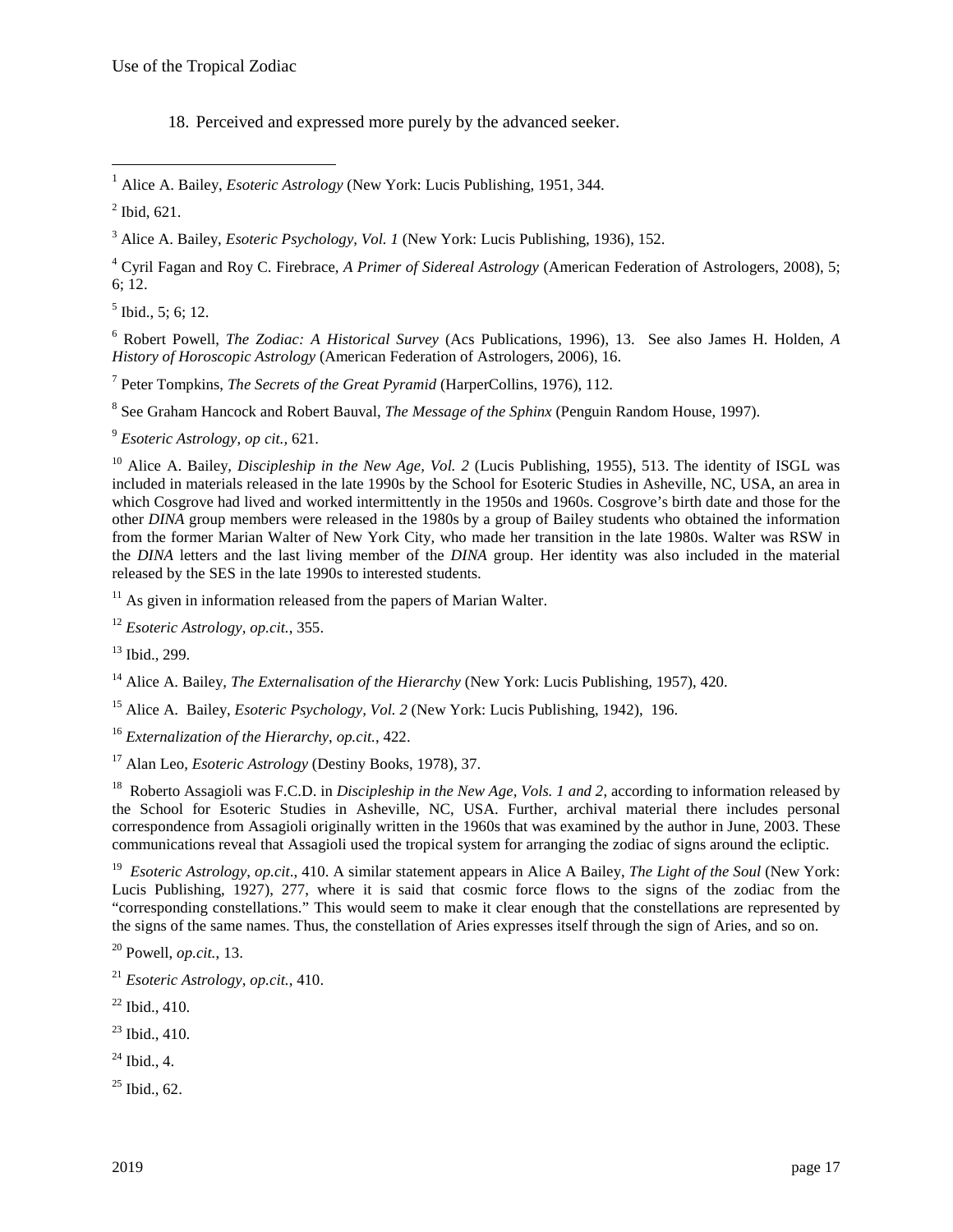18. Perceived and expressed more purely by the advanced seeker.

---

[1] Alice A. Bailey, *Esoteric Astrology* (New York: Lucis Publishing, 1951, 344.

[2] Ibid, 621.

[3] Alice A. Bailey, *Esoteric Psychology, Vol. 1* (New York: Lucis Publishing, 1936), 152.

[4] Cyril Fagan and Roy C. Firebrace, *A Primer of Sidereal Astrology* (American Federation of Astrologers, 2008), 5; 6; 12.

[5] Ibid., 5; 6; 12.

[6] Robert Powell, *The Zodiac: A Historical Survey* (Acs Publications, 1996), 13. See also James H. Holden, *A History of Horoscopic Astrology* (American Federation of Astrologers, 2006), 16.

[7] Peter Tompkins, *The Secrets of the Great Pyramid* (HarperCollins, 1976), 112.

[8] See Graham Hancock and Robert Bauval, *The Message of the Sphinx* (Penguin Random House, 1997).

[9] *Esoteric Astrology, op cit.,* 621.

[10] Alice A. Bailey, *Discipleship in the New Age, Vol. 2* (Lucis Publishing, 1955), 513. The identity of ISGL was included in materials released in the late 1990s by the School for Esoteric Studies in Asheville, NC, USA, an area in which Cosgrove had lived and worked intermittently in the 1950s and 1960s. Cosgrove's birth date and those for the other *DINA* group members were released in the 1980s by a group of Bailey students who obtained the information from the former Marian Walter of New York City, who made her transition in the late 1980s. Walter was RSW in the *DINA* letters and the last living member of the *DINA* group. Her identity was also included in the material released by the SES in the late 1990s to interested students.

[11] As given in information released from the papers of Marian Walter.

[12] *Esoteric Astrology, op.cit.*, 355.

[13] Ibid., 299.

[14] Alice A. Bailey, *The Externalisation of the Hierarchy* (New York: Lucis Publishing, 1957), 420.

[15] Alice A. Bailey, *Esoteric Psychology, Vol. 2* (New York: Lucis Publishing, 1942), 196.

[16] *Externalization of the Hierarchy*, *op.cit.*, 422.

[17] Alan Leo, *Esoteric Astrology* (Destiny Books, 1978), 37.

[18] Roberto Assagioli was F.C.D. in *Discipleship in the New Age, Vols. 1 and 2*, according to information released by the School for Esoteric Studies in Asheville, NC, USA. Further, archival material there includes personal correspondence from Assagioli originally written in the 1960s that was examined by the author in June, 2003. These communications reveal that Assagioli used the tropical system for arranging the zodiac of signs around the ecliptic.

[19] *Esoteric Astrology*, *op.cit*., 410. A similar statement appears in Alice A Bailey, *The Light of the Soul* (New York: Lucis Publishing, 1927), 277, where it is said that cosmic force flows to the signs of the zodiac from the "corresponding constellations." This would seem to make it clear enough that the constellations are represented by the signs of the same names. Thus, the constellation of Aries expresses itself through the sign of Aries, and so on.

[20] Powell, *op.cit.*, 13.

[21] *Esoteric Astrology*, *op.cit.*, 410.

[22] Ibid., 410.

[23] Ibid., 410.

[24] Ibid., 4.

[25] Ibid., 62.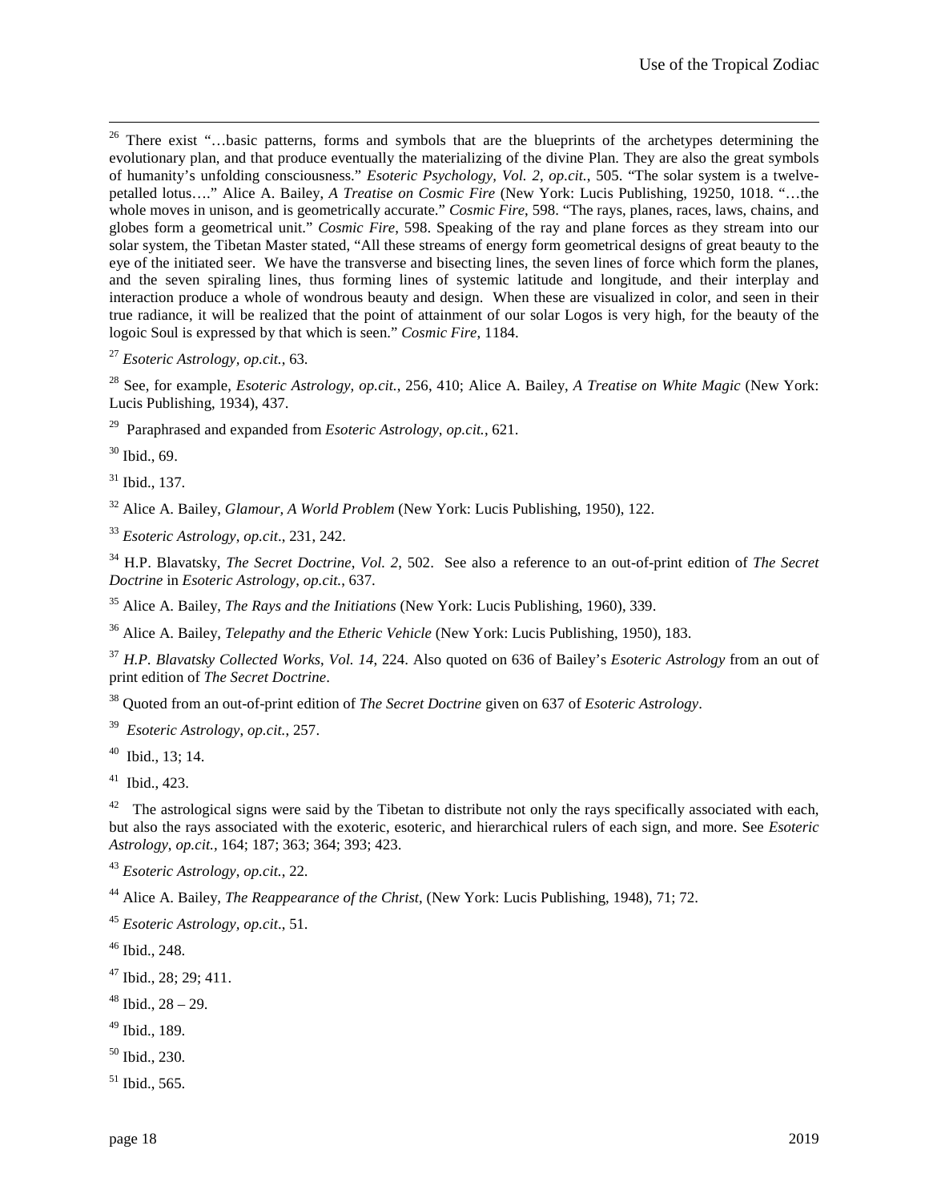[26] There exist "…basic patterns, forms and symbols that are the blueprints of the archetypes determining the evolutionary plan, and that produce eventually the materializing of the divine Plan. They are also the great symbols of humanity's unfolding consciousness." *Esoteric Psychology, Vol. 2, op.cit.*, 505. "The solar system is a twelve-petalled lotus…." Alice A. Bailey, *A Treatise on Cosmic Fire* (New York: Lucis Publishing, 19250, 1018. "…the whole moves in unison, and is geometrically accurate." *Cosmic Fire*, 598. "The rays, planes, races, laws, chains, and globes form a geometrical unit." *Cosmic Fire*, 598. Speaking of the ray and plane forces as they stream into our solar system, the Tibetan Master stated, "All these streams of energy form geometrical designs of great beauty to the eye of the initiated seer. We have the transverse and bisecting lines, the seven lines of force which form the planes, and the seven spiraling lines, thus forming lines of systemic latitude and longitude, and their interplay and interaction produce a whole of wondrous beauty and design. When these are visualized in color, and seen in their true radiance, it will be realized that the point of attainment of our solar Logos is very high, for the beauty of the logoic Soul is expressed by that which is seen." *Cosmic Fire*, 1184.

[27] *Esoteric Astrology, op.cit.*, 63.

[28] See, for example, *Esoteric Astrology, op.cit.*, 256, 410; Alice A. Bailey, *A Treatise on White Magic* (New York: Lucis Publishing, 1934), 437.

[29] Paraphrased and expanded from *Esoteric Astrology, op.cit.*, 621.

[30] Ibid., 69.

[31] Ibid., 137.

[32] Alice A. Bailey, *Glamour, A World Problem* (New York: Lucis Publishing, 1950), 122.

[33] *Esoteric Astrology*, *op.cit*., 231, 242.

[34] H.P. Blavatsky, *The Secret Doctrine, Vol. 2*, 502. See also a reference to an out-of-print edition of *The Secret Doctrine* in *Esoteric Astrology*, *op.cit.*, 637.

[35] Alice A. Bailey, *The Rays and the Initiations* (New York: Lucis Publishing, 1960), 339.

[36] Alice A. Bailey, *Telepathy and the Etheric Vehicle* (New York: Lucis Publishing, 1950), 183.

[37] *H.P. Blavatsky Collected Works, Vol. 14*, 224. Also quoted on 636 of Bailey's *Esoteric Astrology* from an out of print edition of *The Secret Doctrine*.

[38] Quoted from an out-of-print edition of *The Secret Doctrine* given on 637 of *Esoteric Astrology*.

[39] *Esoteric Astrology, op.cit.*, 257.

[40] Ibid., 13; 14.

[41] Ibid., 423.

[42] The astrological signs were said by the Tibetan to distribute not only the rays specifically associated with each, but also the rays associated with the exoteric, esoteric, and hierarchical rulers of each sign, and more. See *Esoteric Astrology, op.cit.,* 164; 187; 363; 364; 393; 423.

[43] *Esoteric Astrology, op.cit.,* 22.

[44] Alice A. Bailey, *The Reappearance of the Christ*, (New York: Lucis Publishing, 1948), 71; 72.

[45] *Esoteric Astrology, op.cit*., 51.

[46] Ibid., 248.

[47] Ibid., 28; 29; 411.

[48] Ibid., 28 – 29.

[49] Ibid., 189.

[50] Ibid., 230.

[51] Ibid., 565.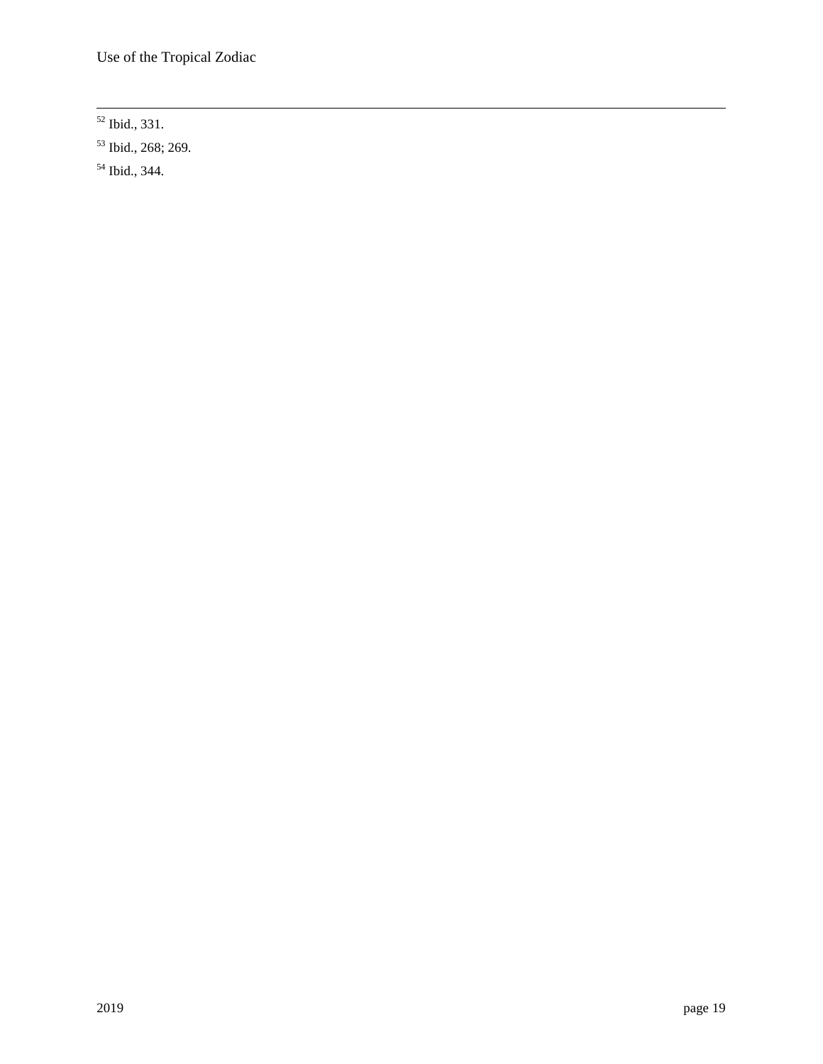[52] Ibid., 331.

[53] Ibid., 268; 269.

[54] Ibid., 344.